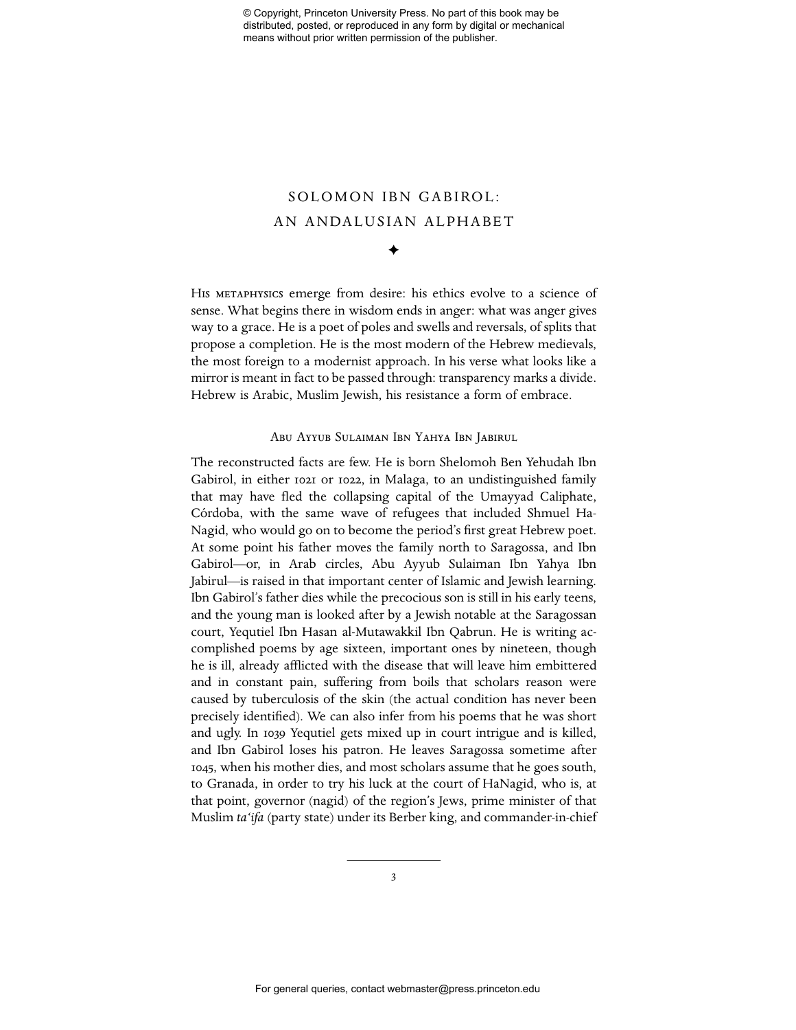# SOLOMON IBN GABIROL: AN ANDALUSIAN ALPHABET

✦

His metaphysics emerge from desire: his ethics evolve to a science of sense. What begins there in wisdom ends in anger: what was anger gives way to a grace. He is a poet of poles and swells and reversals, of splits that propose a completion. He is the most modern of the Hebrew medievals, the most foreign to a modernist approach. In his verse what looks like a mirror is meant in fact to be passed through: transparency marks a divide. Hebrew is Arabic, Muslim Jewish, his resistance a form of embrace.

## Abu Ayyub Sulaiman Ibn Yahya Ibn Jabirul

The reconstructed facts are few. He is born Shelomoh Ben Yehudah Ibn Gabirol, in either 1021 or 1022, in Malaga, to an undistinguished family that may have fled the collapsing capital of the Umayyad Caliphate, Córdoba, with the same wave of refugees that included Shmuel Ha-Nagid, who would go on to become the period's first great Hebrew poet. At some point his father moves the family north to Saragossa, and Ibn Gabirol—or, in Arab circles, Abu Ayyub Sulaiman Ibn Yahya Ibn Jabirul—is raised in that important center of Islamic and Jewish learning. Ibn Gabirol's father dies while the precocious son is still in his early teens, and the young man is looked after by a Jewish notable at the Saragossan court, Yequtiel Ibn Hasan al-Mutawakkil Ibn Qabrun. He is writing accomplished poems by age sixteen, important ones by nineteen, though he is ill, already afflicted with the disease that will leave him embittered and in constant pain, suffering from boils that scholars reason were caused by tuberculosis of the skin (the actual condition has never been precisely identified). We can also infer from his poems that he was short and ugly. In 1039 Yequtiel gets mixed up in court intrigue and is killed, and Ibn Gabirol loses his patron. He leaves Saragossa sometime after 1045, when his mother dies, and most scholars assume that he goes south, to Granada, in order to try his luck at the court of HaNagid, who is, at that point, governor (nagid) of the region's Jews, prime minister of that Muslim *ta'ifa* (party state) under its Berber king, and commander-in-chief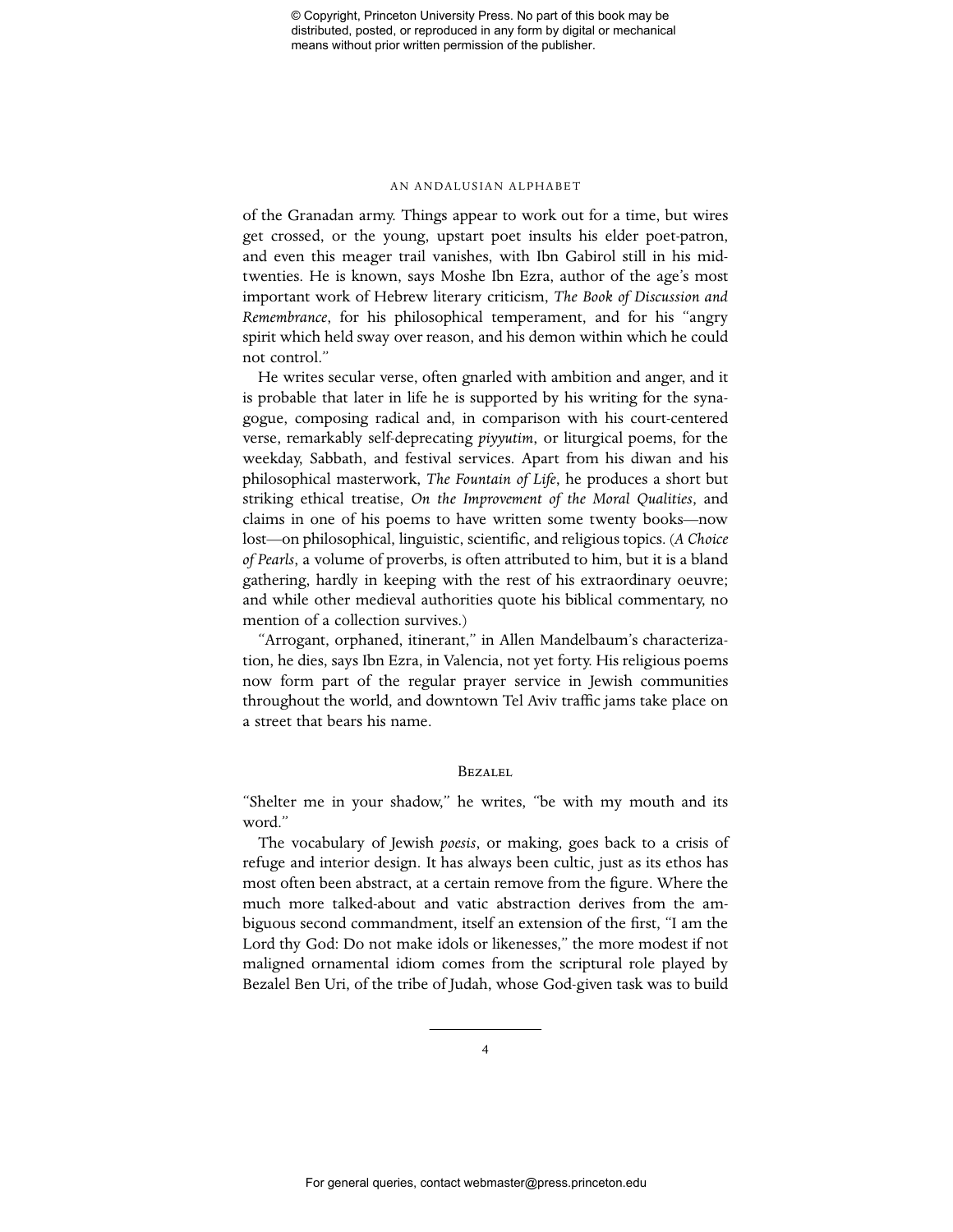of the Granadan army. Things appear to work out for a time, but wires get crossed, or the young, upstart poet insults his elder poet-patron, and even this meager trail vanishes, with Ibn Gabirol still in his mid-twenties. He is known, says Moshe Ibn Ezra, author of the age's most important work of Hebrew literary criticism, *The Book of Discussion and Remembrance*, for his philosophical temperament, and for his "angry spirit which held sway over reason, and his demon within which he could not control."

He writes secular verse, often gnarled with ambition and anger, and it is probable that later in life he is supported by his writing for the synagogue, composing radical and, in comparison with his court-centered verse, remarkably self-deprecating *piyyutim*, or liturgical poems, for the weekday, Sabbath, and festival services. Apart from his diwan and his philosophical masterwork, *The Fountain of Life*, he produces a short but striking ethical treatise, *On the Improvement of the Moral Qualities*, and claims in one of his poems to have written some twenty books—now lost—on philosophical, linguistic, scientific, and religious topics. (*A Choice of Pearls*, a volume of proverbs, is often attributed to him, but it is a bland gathering, hardly in keeping with the rest of his extraordinary oeuvre; and while other medieval authorities quote his biblical commentary, no mention of a collection survives.)

"Arrogant, orphaned, itinerant," in Allen Mandelbaum's characterization, he dies, says Ibn Ezra, in Valencia, not yet forty. His religious poems now form part of the regular prayer service in Jewish communities throughout the world, and downtown Tel Aviv traffic jams take place on a street that bears his name.

## Bezalel

"Shelter me in your shadow," he writes, "be with my mouth and its word."

The vocabulary of Jewish *poesis*, or making, goes back to a crisis of refuge and interior design. It has always been cultic, just as its ethos has most often been abstract, at a certain remove from the figure. Where the much more talked-about and vatic abstraction derives from the ambiguous second commandment, itself an extension of the first, "I am the Lord thy God: Do not make idols or likenesses," the more modest if not maligned ornamental idiom comes from the scriptural role played by Bezalel Ben Uri, of the tribe of Judah, whose God-given task was to build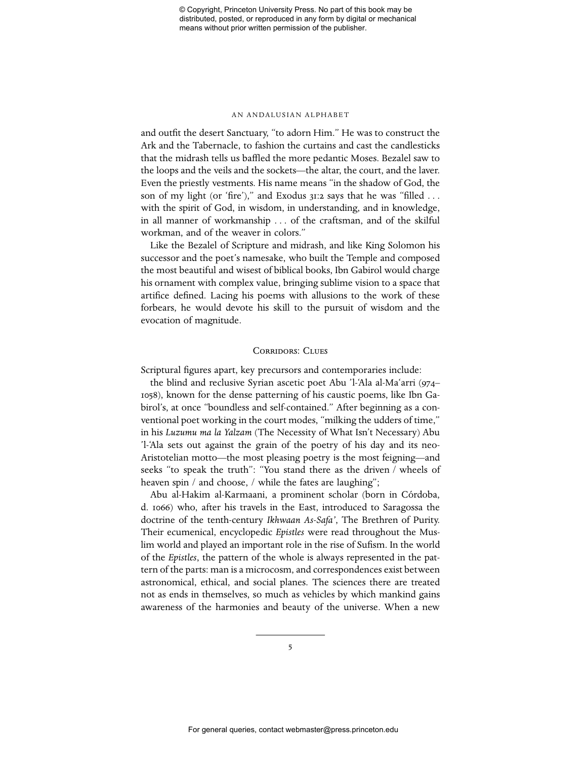and outfit the desert Sanctuary, "to adorn Him." He was to construct the Ark and the Tabernacle, to fashion the curtains and cast the candlesticks that the midrash tells us baffled the more pedantic Moses. Bezalel saw to the loops and the veils and the sockets—the altar, the court, and the laver. Even the priestly vestments. His name means "in the shadow of God, the son of my light (or 'fire')," and Exodus 31:2 says that he was "filled . . . with the spirit of God, in wisdom, in understanding, and in knowledge, in all manner of workmanship . . . of the craftsman, and of the skilful workman, and of the weaver in colors."

Like the Bezalel of Scripture and midrash, and like King Solomon his successor and the poet's namesake, who built the Temple and composed the most beautiful and wisest of biblical books, Ibn Gabirol would charge his ornament with complex value, bringing sublime vision to a space that artifice defined. Lacing his poems with allusions to the work of these forbears, he would devote his skill to the pursuit of wisdom and the evocation of magnitude.

## Corridors: Clues

Scriptural figures apart, key precursors and contemporaries include:

the blind and reclusive Syrian ascetic poet Abu 'l-'Ala al-Ma'arri (974–1058), known for the dense patterning of his caustic poems, like Ibn Gabirol's, at once "boundless and self-contained." After beginning as a conventional poet working in the court modes, "milking the udders of time," in his *Luzumu ma la Yalzam* (The Necessity of What Isn't Necessary) Abu 'l-'Ala sets out against the grain of the poetry of his day and its neo-Aristotelian motto—the most pleasing poetry is the most feigning—and seeks "to speak the truth": "You stand there as the driven / wheels of heaven spin / and choose, / while the fates are laughing";

Abu al-Hakim al-Karmaani, a prominent scholar (born in Córdoba, d. 1066) who, after his travels in the East, introduced to Saragossa the doctrine of the tenth-century *Ikhwaan As-Safa'*, The Brethren of Purity. Their ecumenical, encyclopedic *Epistles* were read throughout the Muslim world and played an important role in the rise of Sufism. In the world of the *Epistles*, the pattern of the whole is always represented in the pattern of the parts: man is a microcosm, and correspondences exist between astronomical, ethical, and social planes. The sciences there are treated not as ends in themselves, so much as vehicles by which mankind gains awareness of the harmonies and beauty of the universe. When a new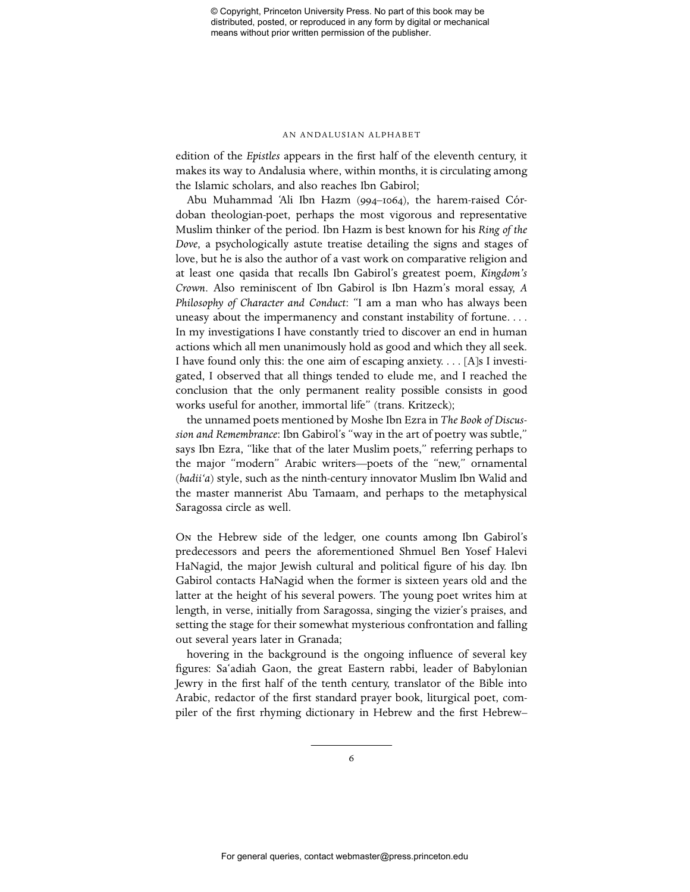edition of the *Epistles* appears in the first half of the eleventh century, it makes its way to Andalusia where, within months, it is circulating among the Islamic scholars, and also reaches Ibn Gabirol;

Abu Muhammad 'Ali Ibn Hazm (994–1064), the harem-raised Córdoban theologian-poet, perhaps the most vigorous and representative Muslim thinker of the period. Ibn Hazm is best known for his *Ring of the Dove*, a psychologically astute treatise detailing the signs and stages of love, but he is also the author of a vast work on comparative religion and at least one qasida that recalls Ibn Gabirol's greatest poem, *Kingdom's Crown*. Also reminiscent of Ibn Gabirol is Ibn Hazm's moral essay, *A Philosophy of Character and Conduct*: "I am a man who has always been uneasy about the impermanency and constant instability of fortune. . . . In my investigations I have constantly tried to discover an end in human actions which all men unanimously hold as good and which they all seek. I have found only this: the one aim of escaping anxiety. . . . [A]s I investigated, I observed that all things tended to elude me, and I reached the conclusion that the only permanent reality possible consists in good works useful for another, immortal life" (trans. Kritzeck);

the unnamed poets mentioned by Moshe Ibn Ezra in *The Book of Discussion and Remembrance*: Ibn Gabirol's "way in the art of poetry was subtle," says Ibn Ezra, "like that of the later Muslim poets," referring perhaps to the major "modern" Arabic writers—poets of the "new," ornamental (*badii'a*) style, such as the ninth-century innovator Muslim Ibn Walid and the master mannerist Abu Tamaam, and perhaps to the metaphysical Saragossa circle as well.

On the Hebrew side of the ledger, one counts among Ibn Gabirol's predecessors and peers the aforementioned Shmuel Ben Yosef Halevi HaNagid, the major Jewish cultural and political figure of his day. Ibn Gabirol contacts HaNagid when the former is sixteen years old and the latter at the height of his several powers. The young poet writes him at length, in verse, initially from Saragossa, singing the vizier's praises, and setting the stage for their somewhat mysterious confrontation and falling out several years later in Granada;

hovering in the background is the ongoing influence of several key figures: Sa'adiah Gaon, the great Eastern rabbi, leader of Babylonian Jewry in the first half of the tenth century, translator of the Bible into Arabic, redactor of the first standard prayer book, liturgical poet, compiler of the first rhyming dictionary in Hebrew and the first Hebrew–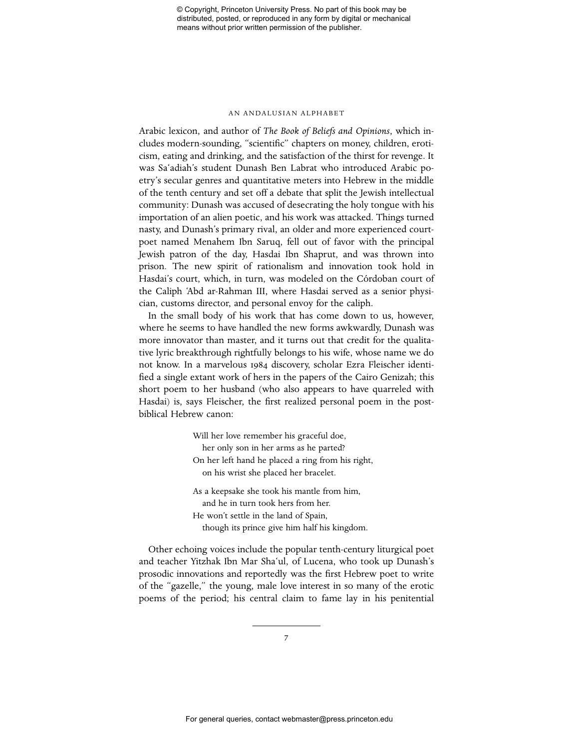Arabic lexicon, and author of *The Book of Beliefs and Opinions*, which includes modern-sounding, "scientific" chapters on money, children, eroticism, eating and drinking, and the satisfaction of the thirst for revenge. It was Sa'adiah's student Dunash Ben Labrat who introduced Arabic poetry's secular genres and quantitative meters into Hebrew in the middle of the tenth century and set off a debate that split the Jewish intellectual community: Dunash was accused of desecrating the holy tongue with his importation of an alien poetic, and his work was attacked. Things turned nasty, and Dunash's primary rival, an older and more experienced court-poet named Menahem Ibn Saruq, fell out of favor with the principal Jewish patron of the day, Hasdai Ibn Shaprut, and was thrown into prison. The new spirit of rationalism and innovation took hold in Hasdai's court, which, in turn, was modeled on the Córdoban court of the Caliph 'Abd ar-Rahman III, where Hasdai served as a senior physician, customs director, and personal envoy for the caliph.

In the small body of his work that has come down to us, however, where he seems to have handled the new forms awkwardly, Dunash was more innovator than master, and it turns out that credit for the qualitative lyric breakthrough rightfully belongs to his wife, whose name we do not know. In a marvelous 1984 discovery, scholar Ezra Fleischer identified a single extant work of hers in the papers of the Cairo Genizah; this short poem to her husband (who also appears to have quarreled with Hasdai) is, says Fleischer, the first realized personal poem in the post-biblical Hebrew canon:

> Will her love remember his graceful doe,
> her only son in her arms as he parted?
> On her left hand he placed a ring from his right,
> on his wrist she placed her bracelet.
>
> As a keepsake she took his mantle from him,
> and he in turn took hers from her.
> He won't settle in the land of Spain,
> though its prince give him half his kingdom.

Other echoing voices include the popular tenth-century liturgical poet and teacher Yitzhak Ibn Mar Sha'ul, of Lucena, who took up Dunash's prosodic innovations and reportedly was the first Hebrew poet to write of the "gazelle," the young, male love interest in so many of the erotic poems of the period; his central claim to fame lay in his penitential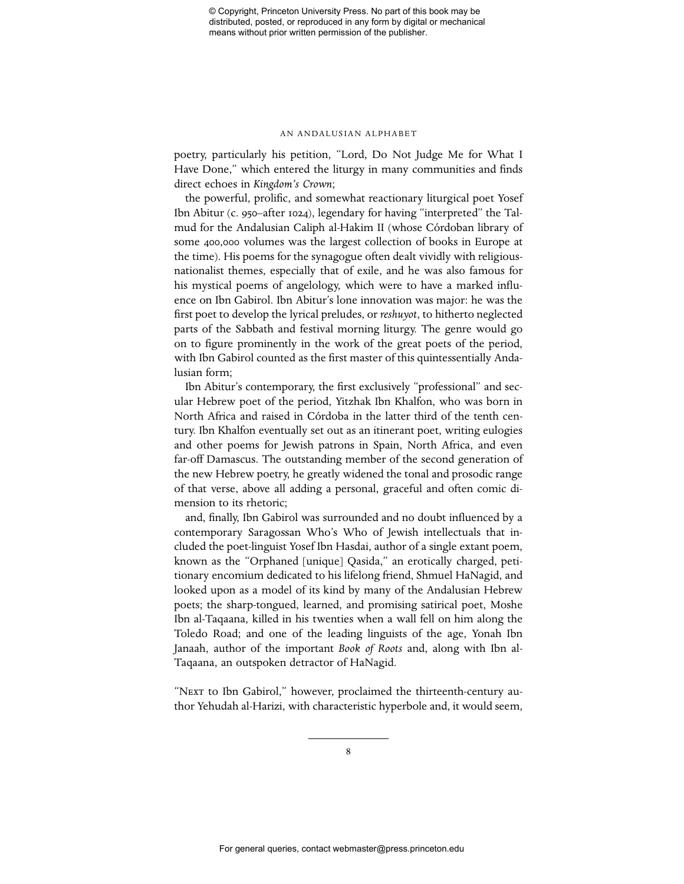poetry, particularly his petition, "Lord, Do Not Judge Me for What I Have Done," which entered the liturgy in many communities and finds direct echoes in *Kingdom's Crown*;

the powerful, prolific, and somewhat reactionary liturgical poet Yosef Ibn Abitur (c. 950–after 1024), legendary for having "interpreted" the Talmud for the Andalusian Caliph al-Hakim II (whose Córdoban library of some 400,000 volumes was the largest collection of books in Europe at the time). His poems for the synagogue often dealt vividly with religious-nationalist themes, especially that of exile, and he was also famous for his mystical poems of angelology, which were to have a marked influence on Ibn Gabirol. Ibn Abitur's lone innovation was major: he was the first poet to develop the lyrical preludes, or *reshuyot*, to hitherto neglected parts of the Sabbath and festival morning liturgy. The genre would go on to figure prominently in the work of the great poets of the period, with Ibn Gabirol counted as the first master of this quintessentially Andalusian form;

Ibn Abitur's contemporary, the first exclusively "professional" and secular Hebrew poet of the period, Yitzhak Ibn Khalfon, who was born in North Africa and raised in Córdoba in the latter third of the tenth century. Ibn Khalfon eventually set out as an itinerant poet, writing eulogies and other poems for Jewish patrons in Spain, North Africa, and even far-off Damascus. The outstanding member of the second generation of the new Hebrew poetry, he greatly widened the tonal and prosodic range of that verse, above all adding a personal, graceful and often comic dimension to its rhetoric;

and, finally, Ibn Gabirol was surrounded and no doubt influenced by a contemporary Saragossan Who's Who of Jewish intellectuals that included the poet-linguist Yosef Ibn Hasdai, author of a single extant poem, known as the "Orphaned [unique] Qasida," an erotically charged, petitionary encomium dedicated to his lifelong friend, Shmuel HaNagid, and looked upon as a model of its kind by many of the Andalusian Hebrew poets; the sharp-tongued, learned, and promising satirical poet, Moshe Ibn al-Taqaana, killed in his twenties when a wall fell on him along the Toledo Road; and one of the leading linguists of the age, Yonah Ibn Janaah, author of the important *Book of Roots* and, along with Ibn al-Taqaana, an outspoken detractor of HaNagid.

"Next to Ibn Gabirol," however, proclaimed the thirteenth-century author Yehudah al-Harizi, with characteristic hyperbole and, it would seem,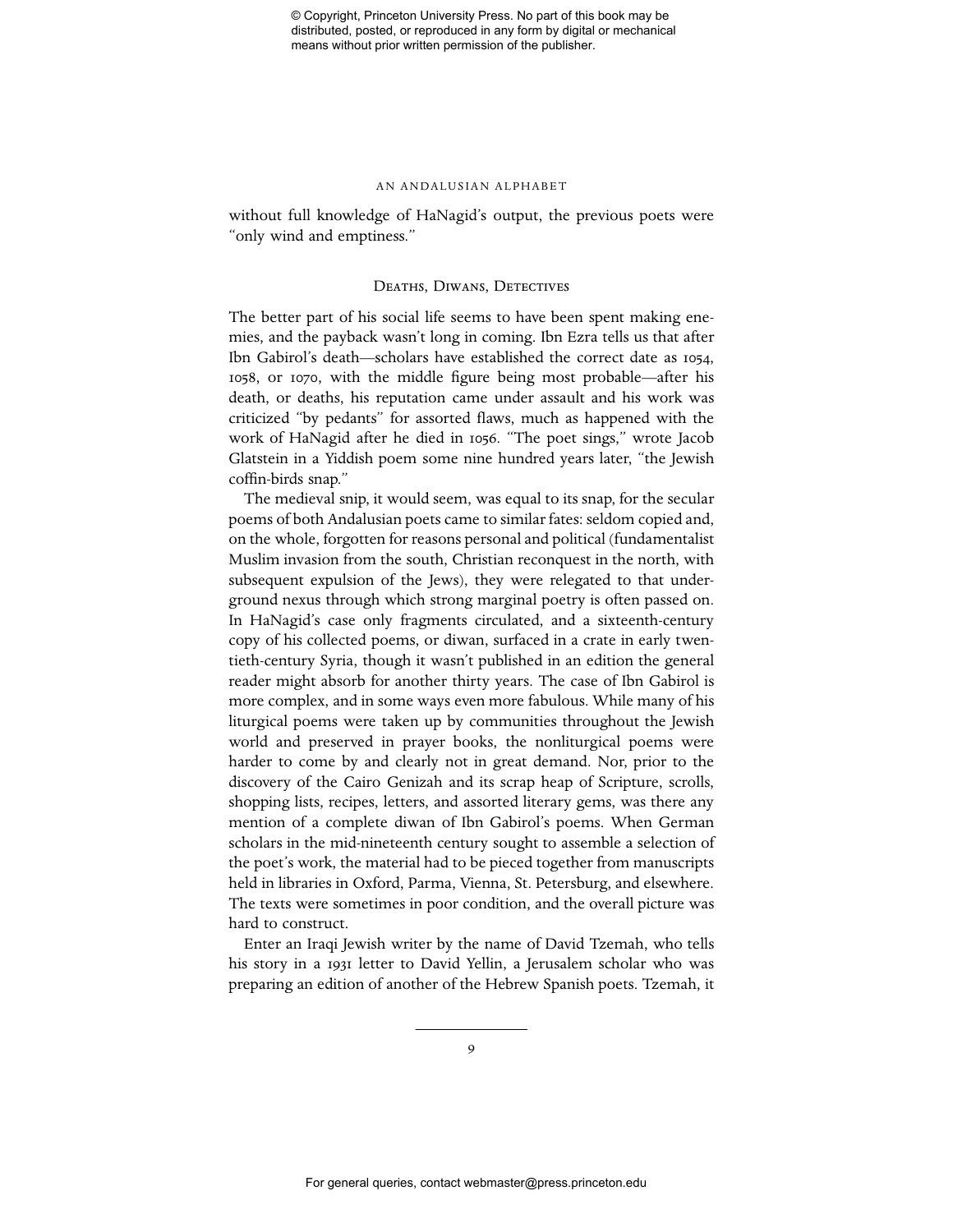without full knowledge of HaNagid's output, the previous poets were "only wind and emptiness."

## Deaths, Diwans, Detectives

The better part of his social life seems to have been spent making enemies, and the payback wasn't long in coming. Ibn Ezra tells us that after Ibn Gabirol's death—scholars have established the correct date as 1054, 1058, or 1070, with the middle figure being most probable—after his death, or deaths, his reputation came under assault and his work was criticized "by pedants" for assorted flaws, much as happened with the work of HaNagid after he died in 1056. "The poet sings," wrote Jacob Glatstein in a Yiddish poem some nine hundred years later, "the Jewish coffin-birds snap."

The medieval snip, it would seem, was equal to its snap, for the secular poems of both Andalusian poets came to similar fates: seldom copied and, on the whole, forgotten for reasons personal and political (fundamentalist Muslim invasion from the south, Christian reconquest in the north, with subsequent expulsion of the Jews), they were relegated to that underground nexus through which strong marginal poetry is often passed on. In HaNagid's case only fragments circulated, and a sixteenth-century copy of his collected poems, or diwan, surfaced in a crate in early twentieth-century Syria, though it wasn't published in an edition the general reader might absorb for another thirty years. The case of Ibn Gabirol is more complex, and in some ways even more fabulous. While many of his liturgical poems were taken up by communities throughout the Jewish world and preserved in prayer books, the nonliturgical poems were harder to come by and clearly not in great demand. Nor, prior to the discovery of the Cairo Genizah and its scrap heap of Scripture, scrolls, shopping lists, recipes, letters, and assorted literary gems, was there any mention of a complete diwan of Ibn Gabirol's poems. When German scholars in the mid-nineteenth century sought to assemble a selection of the poet's work, the material had to be pieced together from manuscripts held in libraries in Oxford, Parma, Vienna, St. Petersburg, and elsewhere. The texts were sometimes in poor condition, and the overall picture was hard to construct.

Enter an Iraqi Jewish writer by the name of David Tzemah, who tells his story in a 1931 letter to David Yellin, a Jerusalem scholar who was preparing an edition of another of the Hebrew Spanish poets. Tzemah, it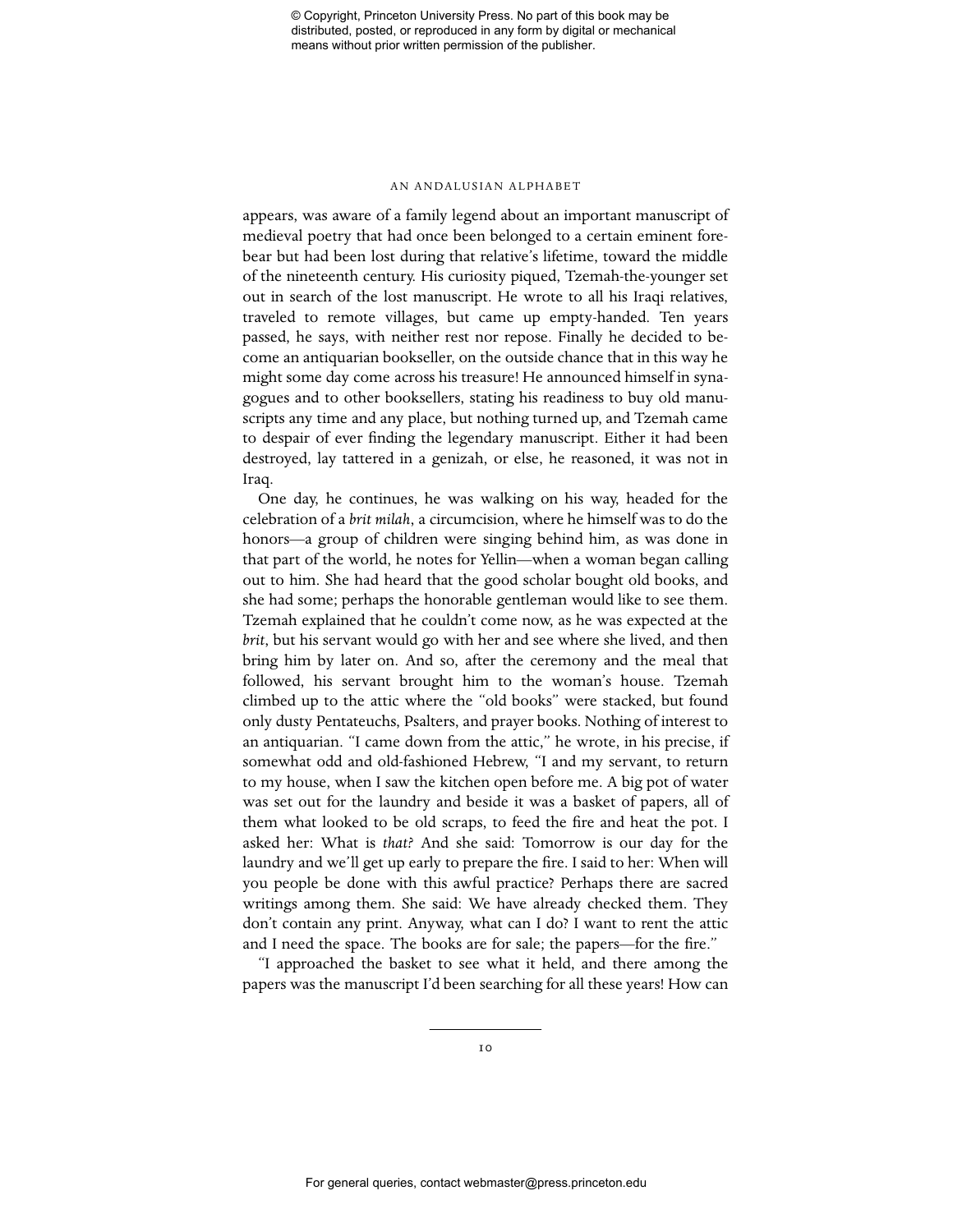appears, was aware of a family legend about an important manuscript of medieval poetry that had once been belonged to a certain eminent forebear but had been lost during that relative's lifetime, toward the middle of the nineteenth century. His curiosity piqued, Tzemah-the-younger set out in search of the lost manuscript. He wrote to all his Iraqi relatives, traveled to remote villages, but came up empty-handed. Ten years passed, he says, with neither rest nor repose. Finally he decided to become an antiquarian bookseller, on the outside chance that in this way he might some day come across his treasure! He announced himself in synagogues and to other booksellers, stating his readiness to buy old manuscripts any time and any place, but nothing turned up, and Tzemah came to despair of ever finding the legendary manuscript. Either it had been destroyed, lay tattered in a genizah, or else, he reasoned, it was not in Iraq.

One day, he continues, he was walking on his way, headed for the celebration of a *brit milah*, a circumcision, where he himself was to do the honors—a group of children were singing behind him, as was done in that part of the world, he notes for Yellin—when a woman began calling out to him. She had heard that the good scholar bought old books, and she had some; perhaps the honorable gentleman would like to see them. Tzemah explained that he couldn't come now, as he was expected at the *brit*, but his servant would go with her and see where she lived, and then bring him by later on. And so, after the ceremony and the meal that followed, his servant brought him to the woman's house. Tzemah climbed up to the attic where the "old books" were stacked, but found only dusty Pentateuchs, Psalters, and prayer books. Nothing of interest to an antiquarian. "I came down from the attic," he wrote, in his precise, if somewhat odd and old-fashioned Hebrew, "I and my servant, to return to my house, when I saw the kitchen open before me. A big pot of water was set out for the laundry and beside it was a basket of papers, all of them what looked to be old scraps, to feed the fire and heat the pot. I asked her: What is *that?* And she said: Tomorrow is our day for the laundry and we'll get up early to prepare the fire. I said to her: When will you people be done with this awful practice? Perhaps there are sacred writings among them. She said: We have already checked them. They don't contain any print. Anyway, what can I do? I want to rent the attic and I need the space. The books are for sale; the papers—for the fire."

"I approached the basket to see what it held, and there among the papers was the manuscript I'd been searching for all these years! How can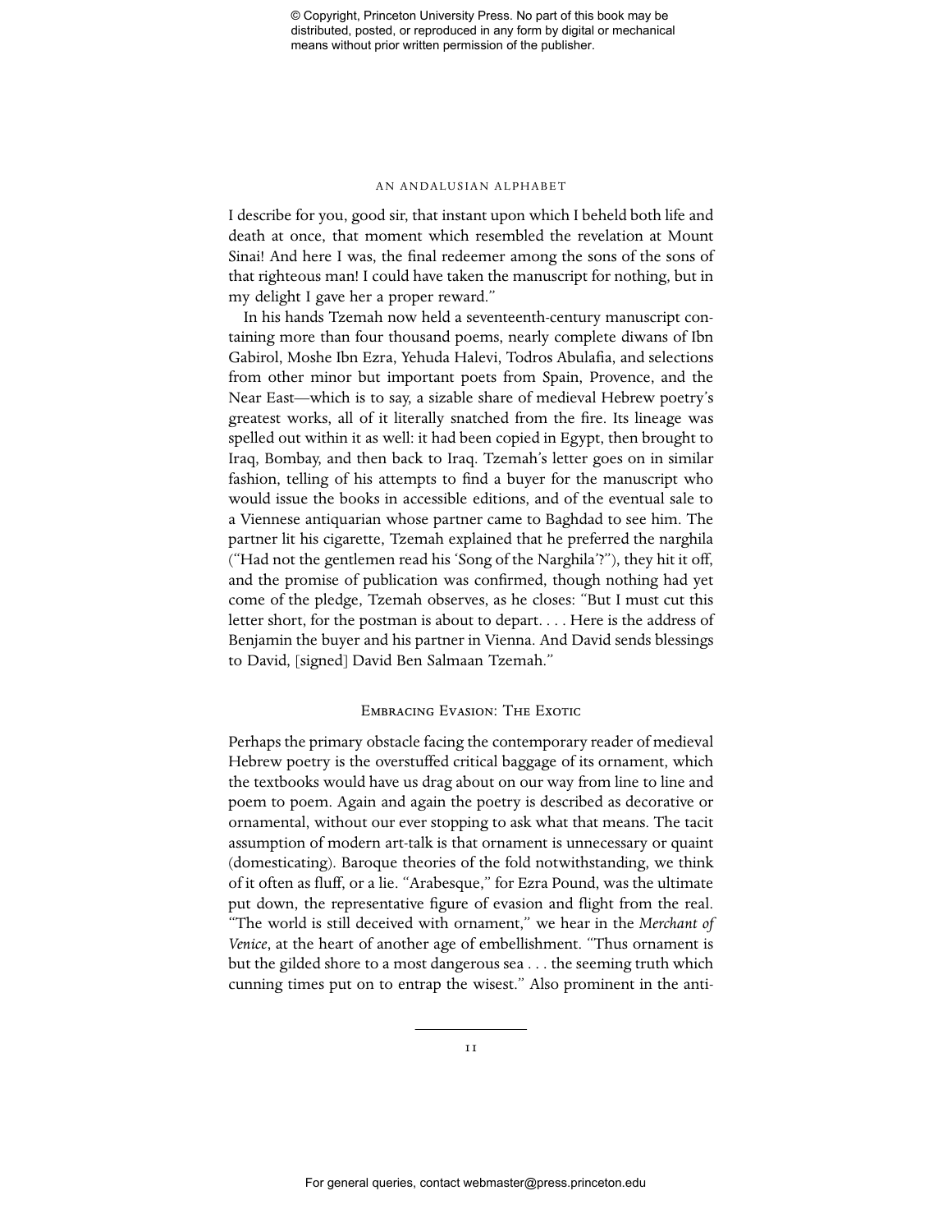I describe for you, good sir, that instant upon which I beheld both life and death at once, that moment which resembled the revelation at Mount Sinai! And here I was, the final redeemer among the sons of the sons of that righteous man! I could have taken the manuscript for nothing, but in my delight I gave her a proper reward."

In his hands Tzemah now held a seventeenth-century manuscript containing more than four thousand poems, nearly complete diwans of Ibn Gabirol, Moshe Ibn Ezra, Yehuda Halevi, Todros Abulafia, and selections from other minor but important poets from Spain, Provence, and the Near East—which is to say, a sizable share of medieval Hebrew poetry's greatest works, all of it literally snatched from the fire. Its lineage was spelled out within it as well: it had been copied in Egypt, then brought to Iraq, Bombay, and then back to Iraq. Tzemah's letter goes on in similar fashion, telling of his attempts to find a buyer for the manuscript who would issue the books in accessible editions, and of the eventual sale to a Viennese antiquarian whose partner came to Baghdad to see him. The partner lit his cigarette, Tzemah explained that he preferred the narghila ("Had not the gentlemen read his 'Song of the Narghila'?"), they hit it off, and the promise of publication was confirmed, though nothing had yet come of the pledge, Tzemah observes, as he closes: "But I must cut this letter short, for the postman is about to depart. . . . Here is the address of Benjamin the buyer and his partner in Vienna. And David sends blessings to David, [signed] David Ben Salmaan Tzemah."

## Embracing Evasion: The Exotic

Perhaps the primary obstacle facing the contemporary reader of medieval Hebrew poetry is the overstuffed critical baggage of its ornament, which the textbooks would have us drag about on our way from line to line and poem to poem. Again and again the poetry is described as decorative or ornamental, without our ever stopping to ask what that means. The tacit assumption of modern art-talk is that ornament is unnecessary or quaint (domesticating). Baroque theories of the fold notwithstanding, we think of it often as fluff, or a lie. "Arabesque," for Ezra Pound, was the ultimate put down, the representative figure of evasion and flight from the real. "The world is still deceived with ornament," we hear in the *Merchant of Venice*, at the heart of another age of embellishment. "Thus ornament is but the gilded shore to a most dangerous sea . . . the seeming truth which cunning times put on to entrap the wisest." Also prominent in the anti-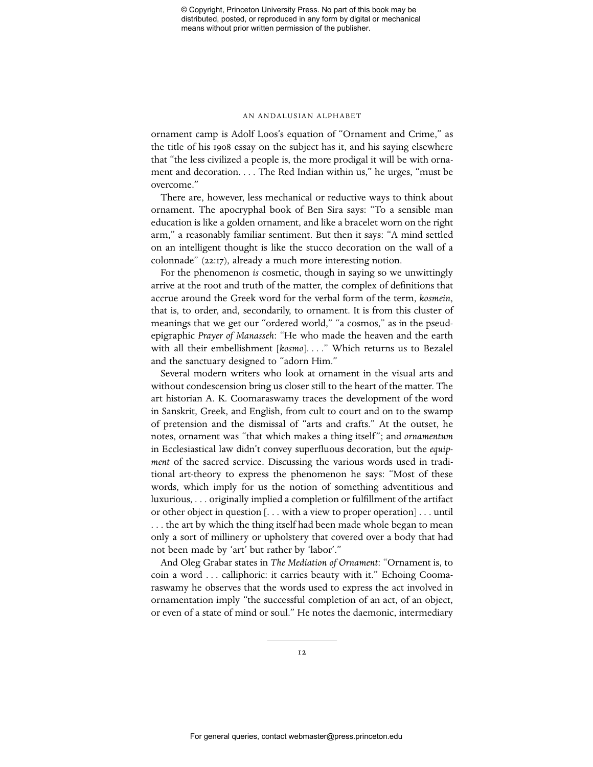ornament camp is Adolf Loos's equation of "Ornament and Crime," as the title of his 1908 essay on the subject has it, and his saying elsewhere that "the less civilized a people is, the more prodigal it will be with ornament and decoration. . . . The Red Indian within us," he urges, "must be overcome."

There are, however, less mechanical or reductive ways to think about ornament. The apocryphal book of Ben Sira says: "To a sensible man education is like a golden ornament, and like a bracelet worn on the right arm," a reasonably familiar sentiment. But then it says: "A mind settled on an intelligent thought is like the stucco decoration on the wall of a colonnade" (22:17), already a much more interesting notion.

For the phenomenon *is* cosmetic, though in saying so we unwittingly arrive at the root and truth of the matter, the complex of definitions that accrue around the Greek word for the verbal form of the term, *kosmein*, that is, to order, and, secondarily, to ornament. It is from this cluster of meanings that we get our "ordered world," "a cosmos," as in the pseudepigraphic *Prayer of Manasseh*: "He who made the heaven and the earth with all their embellishment [*kosmo*]. . . ." Which returns us to Bezalel and the sanctuary designed to "adorn Him."

Several modern writers who look at ornament in the visual arts and without condescension bring us closer still to the heart of the matter. The art historian A. K. Coomaraswamy traces the development of the word in Sanskrit, Greek, and English, from cult to court and on to the swamp of pretension and the dismissal of "arts and crafts." At the outset, he notes, ornament was "that which makes a thing itself"; and *ornamentum* in Ecclesiastical law didn't convey superfluous decoration, but the *equipment* of the sacred service. Discussing the various words used in traditional art-theory to express the phenomenon he says: "Most of these words, which imply for us the notion of something adventitious and luxurious, . . . originally implied a completion or fulfillment of the artifact or other object in question [. . . with a view to proper operation] . . . until . . . the art by which the thing itself had been made whole began to mean only a sort of millinery or upholstery that covered over a body that had not been made by 'art' but rather by 'labor'."

And Oleg Grabar states in *The Mediation of Ornament*: "Ornament is, to coin a word . . . calliphoric: it carries beauty with it." Echoing Coomaraswamy he observes that the words used to express the act involved in ornamentation imply "the successful completion of an act, of an object, or even of a state of mind or soul." He notes the daemonic, intermediary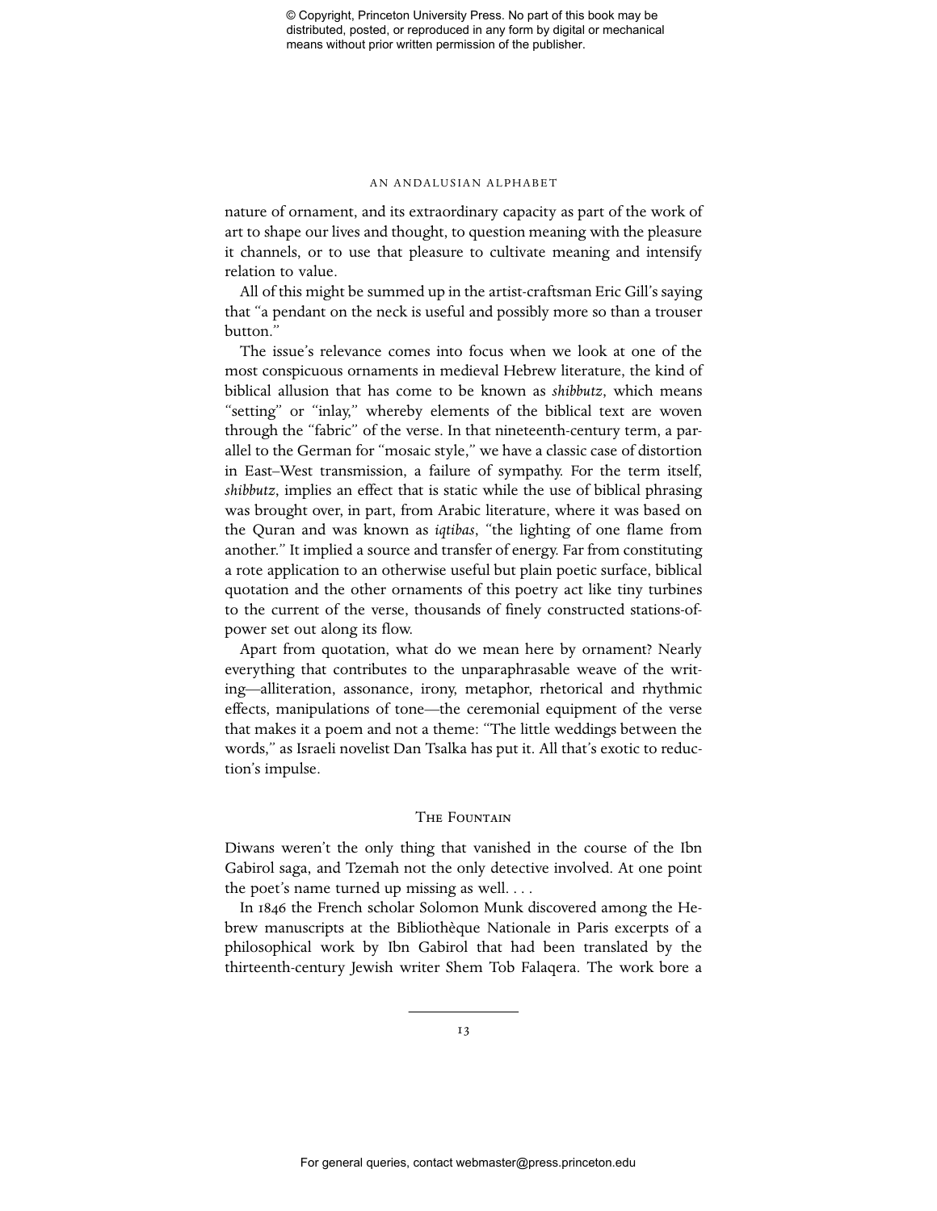nature of ornament, and its extraordinary capacity as part of the work of art to shape our lives and thought, to question meaning with the pleasure it channels, or to use that pleasure to cultivate meaning and intensify relation to value.

All of this might be summed up in the artist-craftsman Eric Gill's saying that "a pendant on the neck is useful and possibly more so than a trouser button."

The issue's relevance comes into focus when we look at one of the most conspicuous ornaments in medieval Hebrew literature, the kind of biblical allusion that has come to be known as *shibbutz*, which means "setting" or "inlay," whereby elements of the biblical text are woven through the "fabric" of the verse. In that nineteenth-century term, a parallel to the German for "mosaic style," we have a classic case of distortion in East–West transmission, a failure of sympathy. For the term itself, *shibbutz*, implies an effect that is static while the use of biblical phrasing was brought over, in part, from Arabic literature, where it was based on the Quran and was known as *iqtibas*, "the lighting of one flame from another." It implied a source and transfer of energy. Far from constituting a rote application to an otherwise useful but plain poetic surface, biblical quotation and the other ornaments of this poetry act like tiny turbines to the current of the verse, thousands of finely constructed stations-of-power set out along its flow.

Apart from quotation, what do we mean here by ornament? Nearly everything that contributes to the unparaphrasable weave of the writing—alliteration, assonance, irony, metaphor, rhetorical and rhythmic effects, manipulations of tone—the ceremonial equipment of the verse that makes it a poem and not a theme: "The little weddings between the words," as Israeli novelist Dan Tsalka has put it. All that's exotic to reduction's impulse.

## The Fountain

Diwans weren't the only thing that vanished in the course of the Ibn Gabirol saga, and Tzemah not the only detective involved. At one point the poet's name turned up missing as well. . . .

In 1846 the French scholar Solomon Munk discovered among the Hebrew manuscripts at the Bibliothèque Nationale in Paris excerpts of a philosophical work by Ibn Gabirol that had been translated by the thirteenth-century Jewish writer Shem Tob Falaqera. The work bore a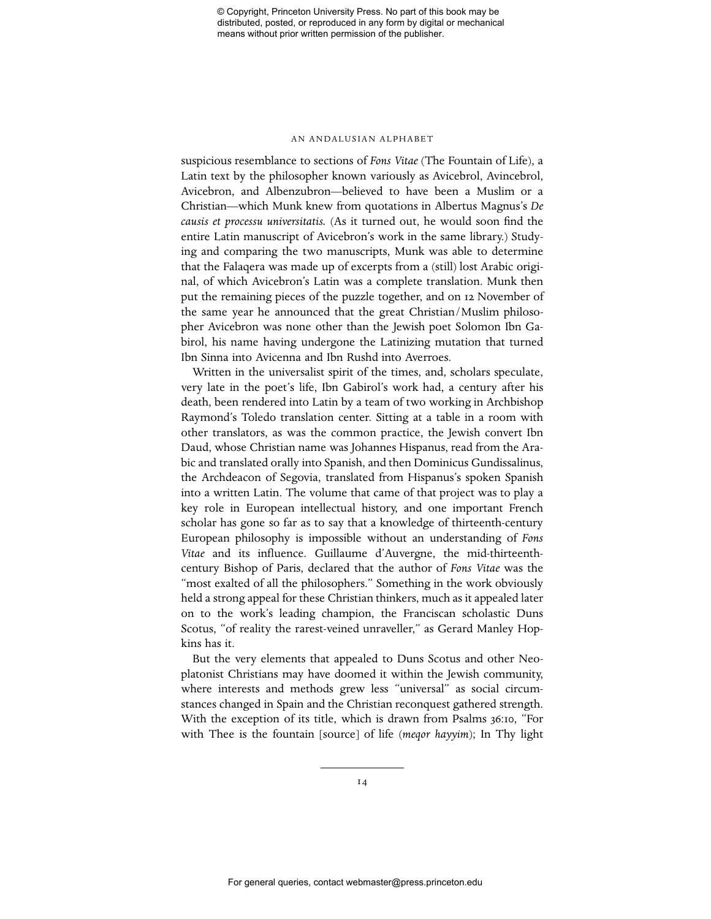suspicious resemblance to sections of *Fons Vitae* (The Fountain of Life), a Latin text by the philosopher known variously as Avicebrol, Avincebrol, Avicebron, and Albenzubron—believed to have been a Muslim or a Christian—which Munk knew from quotations in Albertus Magnus's *De causis et processu universitatis.* (As it turned out, he would soon find the entire Latin manuscript of Avicebron's work in the same library.) Studying and comparing the two manuscripts, Munk was able to determine that the Falaqera was made up of excerpts from a (still) lost Arabic original, of which Avicebron's Latin was a complete translation. Munk then put the remaining pieces of the puzzle together, and on 12 November of the same year he announced that the great Christian/Muslim philosopher Avicebron was none other than the Jewish poet Solomon Ibn Gabirol, his name having undergone the Latinizing mutation that turned Ibn Sinna into Avicenna and Ibn Rushd into Averroes.

Written in the universalist spirit of the times, and, scholars speculate, very late in the poet's life, Ibn Gabirol's work had, a century after his death, been rendered into Latin by a team of two working in Archbishop Raymond's Toledo translation center. Sitting at a table in a room with other translators, as was the common practice, the Jewish convert Ibn Daud, whose Christian name was Johannes Hispanus, read from the Arabic and translated orally into Spanish, and then Dominicus Gundissalinus, the Archdeacon of Segovia, translated from Hispanus's spoken Spanish into a written Latin. The volume that came of that project was to play a key role in European intellectual history, and one important French scholar has gone so far as to say that a knowledge of thirteenth-century European philosophy is impossible without an understanding of *Fons Vitae* and its influence. Guillaume d'Auvergne, the mid-thirteenth-century Bishop of Paris, declared that the author of *Fons Vitae* was the "most exalted of all the philosophers." Something in the work obviously held a strong appeal for these Christian thinkers, much as it appealed later on to the work's leading champion, the Franciscan scholastic Duns Scotus, "of reality the rarest-veined unraveller," as Gerard Manley Hopkins has it.

But the very elements that appealed to Duns Scotus and other Neoplatonist Christians may have doomed it within the Jewish community, where interests and methods grew less "universal" as social circumstances changed in Spain and the Christian reconquest gathered strength. With the exception of its title, which is drawn from Psalms 36:10, "For with Thee is the fountain [source] of life (*meqor hayyim*); In Thy light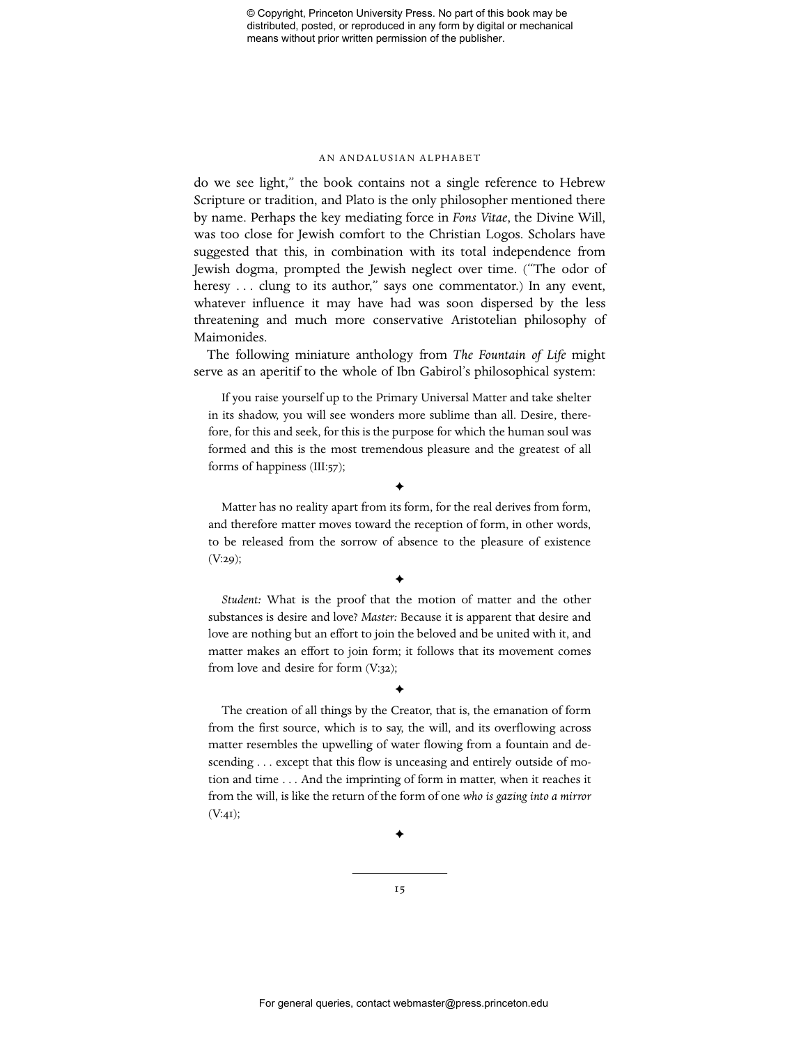do we see light," the book contains not a single reference to Hebrew Scripture or tradition, and Plato is the only philosopher mentioned there by name. Perhaps the key mediating force in *Fons Vitae*, the Divine Will, was too close for Jewish comfort to the Christian Logos. Scholars have suggested that this, in combination with its total independence from Jewish dogma, prompted the Jewish neglect over time. ("The odor of heresy . . . clung to its author," says one commentator.) In any event, whatever influence it may have had was soon dispersed by the less threatening and much more conservative Aristotelian philosophy of Maimonides.

The following miniature anthology from *The Fountain of Life* might serve as an aperitif to the whole of Ibn Gabirol's philosophical system:

> If you raise yourself up to the Primary Universal Matter and take shelter in its shadow, you will see wonders more sublime than all. Desire, therefore, for this and seek, for this is the purpose for which the human soul was formed and this is the most tremendous pleasure and the greatest of all forms of happiness (III:57);
>
> ✦
>
> Matter has no reality apart from its form, for the real derives from form, and therefore matter moves toward the reception of form, in other words, to be released from the sorrow of absence to the pleasure of existence (V:29);
>
> ✦
>
> *Student:* What is the proof that the motion of matter and the other substances is desire and love? *Master:* Because it is apparent that desire and love are nothing but an effort to join the beloved and be united with it, and matter makes an effort to join form; it follows that its movement comes from love and desire for form (V:32);
>
> ✦
>
> The creation of all things by the Creator, that is, the emanation of form from the first source, which is to say, the will, and its overflowing across matter resembles the upwelling of water flowing from a fountain and descending . . . except that this flow is unceasing and entirely outside of motion and time . . . And the imprinting of form in matter, when it reaches it from the will, is like the return of the form of one *who is gazing into a mirror* (V:41);
>
> ✦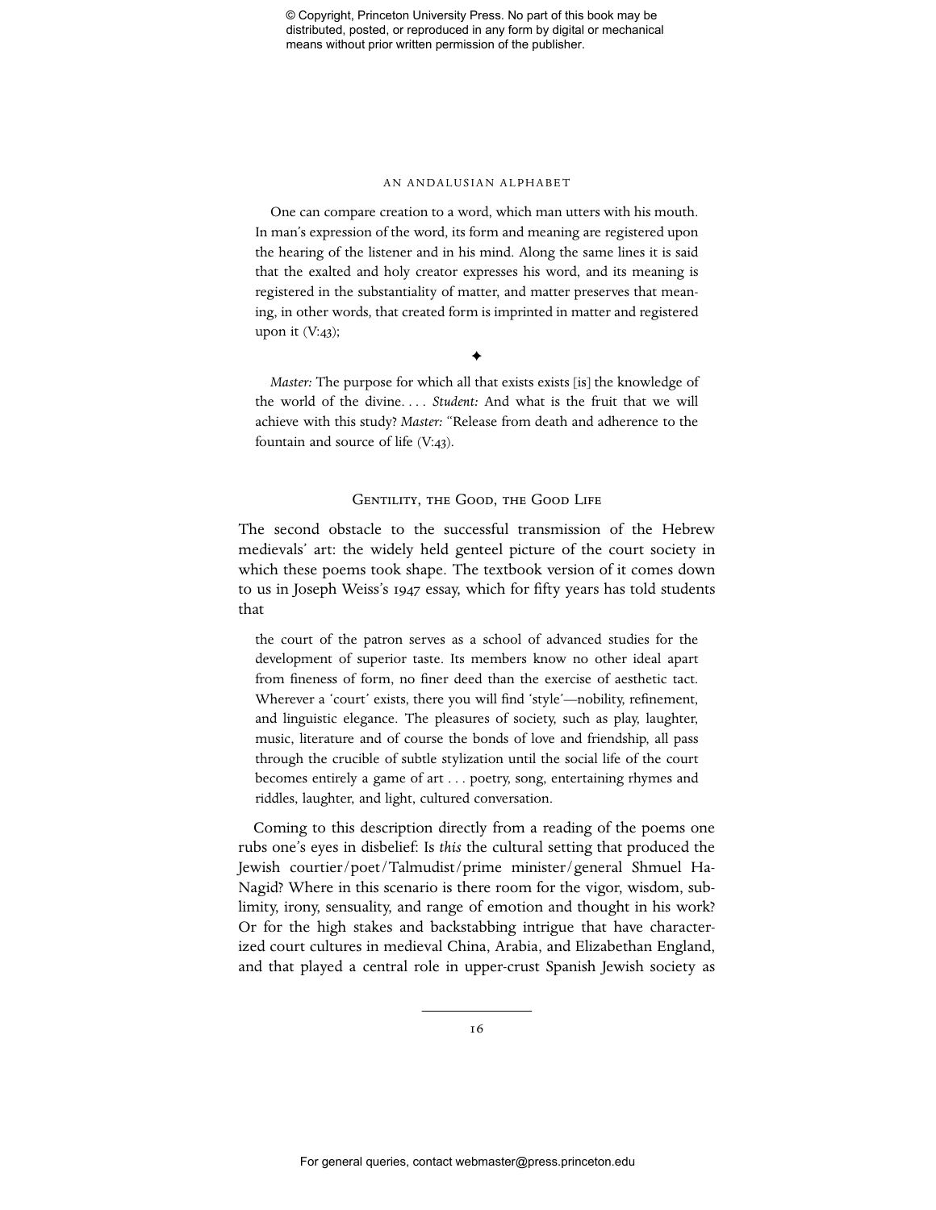> One can compare creation to a word, which man utters with his mouth. In man's expression of the word, its form and meaning are registered upon the hearing of the listener and in his mind. Along the same lines it is said that the exalted and holy creator expresses his word, and its meaning is registered in the substantiality of matter, and matter preserves that meaning, in other words, that created form is imprinted in matter and registered upon it (V:43);

✦

> *Master:* The purpose for which all that exists exists [is] the knowledge of the world of the divine. . . . *Student:* And what is the fruit that we will achieve with this study? *Master:* "Release from death and adherence to the fountain and source of life (V:43).

## Gentility, the Good, the Good Life

The second obstacle to the successful transmission of the Hebrew medievals' art: the widely held genteel picture of the court society in which these poems took shape. The textbook version of it comes down to us in Joseph Weiss's 1947 essay, which for fifty years has told students that

> the court of the patron serves as a school of advanced studies for the development of superior taste. Its members know no other ideal apart from fineness of form, no finer deed than the exercise of aesthetic tact. Wherever a 'court' exists, there you will find 'style'—nobility, refinement, and linguistic elegance. The pleasures of society, such as play, laughter, music, literature and of course the bonds of love and friendship, all pass through the crucible of subtle stylization until the social life of the court becomes entirely a game of art . . . poetry, song, entertaining rhymes and riddles, laughter, and light, cultured conversation.

Coming to this description directly from a reading of the poems one rubs one's eyes in disbelief: Is *this* the cultural setting that produced the Jewish courtier/poet/Talmudist/prime minister/general Shmuel HaNagid? Where in this scenario is there room for the vigor, wisdom, sublimity, irony, sensuality, and range of emotion and thought in his work? Or for the high stakes and backstabbing intrigue that have characterized court cultures in medieval China, Arabia, and Elizabethan England, and that played a central role in upper-crust Spanish Jewish society as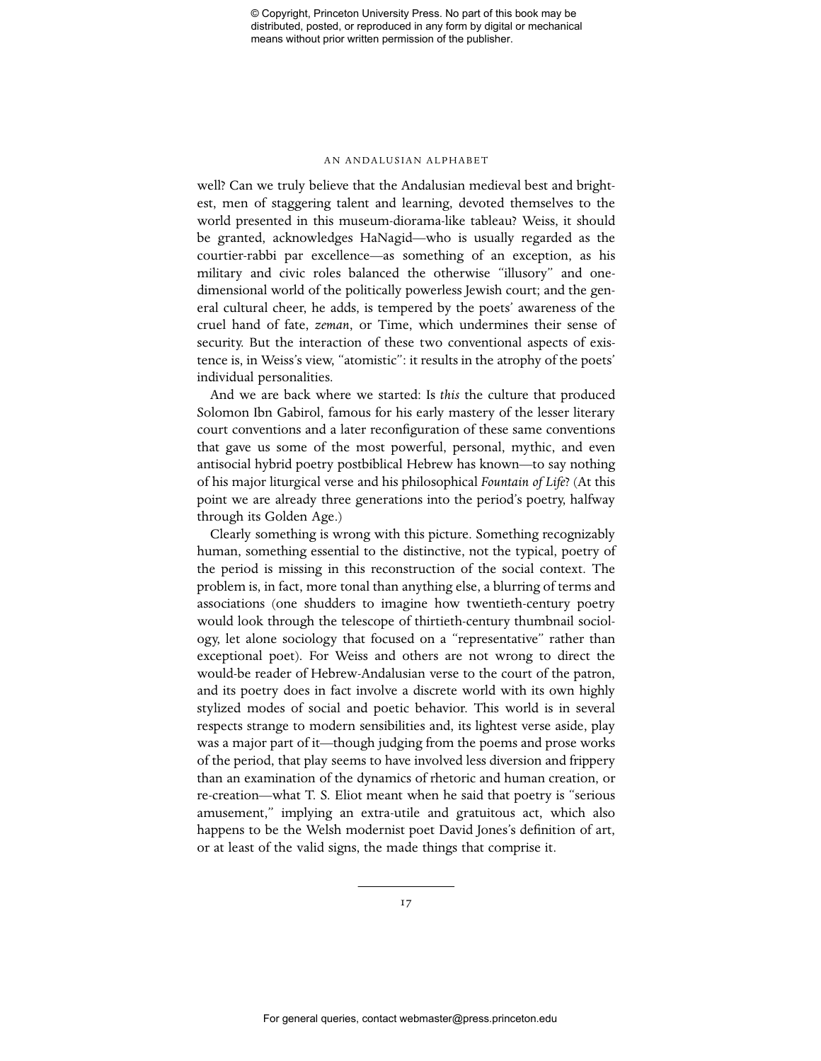well? Can we truly believe that the Andalusian medieval best and brightest, men of staggering talent and learning, devoted themselves to the world presented in this museum-diorama-like tableau? Weiss, it should be granted, acknowledges HaNagid—who is usually regarded as the courtier-rabbi par excellence—as something of an exception, as his military and civic roles balanced the otherwise "illusory" and one-dimensional world of the politically powerless Jewish court; and the general cultural cheer, he adds, is tempered by the poets' awareness of the cruel hand of fate, *zeman*, or Time, which undermines their sense of security. But the interaction of these two conventional aspects of existence is, in Weiss's view, "atomistic": it results in the atrophy of the poets' individual personalities.

And we are back where we started: Is *this* the culture that produced Solomon Ibn Gabirol, famous for his early mastery of the lesser literary court conventions and a later reconfiguration of these same conventions that gave us some of the most powerful, personal, mythic, and even antisocial hybrid poetry postbiblical Hebrew has known—to say nothing of his major liturgical verse and his philosophical *Fountain of Life*? (At this point we are already three generations into the period's poetry, halfway through its Golden Age.)

Clearly something is wrong with this picture. Something recognizably human, something essential to the distinctive, not the typical, poetry of the period is missing in this reconstruction of the social context. The problem is, in fact, more tonal than anything else, a blurring of terms and associations (one shudders to imagine how twentieth-century poetry would look through the telescope of thirtieth-century thumbnail sociology, let alone sociology that focused on a "representative" rather than exceptional poet). For Weiss and others are not wrong to direct the would-be reader of Hebrew-Andalusian verse to the court of the patron, and its poetry does in fact involve a discrete world with its own highly stylized modes of social and poetic behavior. This world is in several respects strange to modern sensibilities and, its lightest verse aside, play was a major part of it—though judging from the poems and prose works of the period, that play seems to have involved less diversion and frippery than an examination of the dynamics of rhetoric and human creation, or re-creation—what T. S. Eliot meant when he said that poetry is "serious amusement," implying an extra-utile and gratuitous act, which also happens to be the Welsh modernist poet David Jones's definition of art, or at least of the valid signs, the made things that comprise it.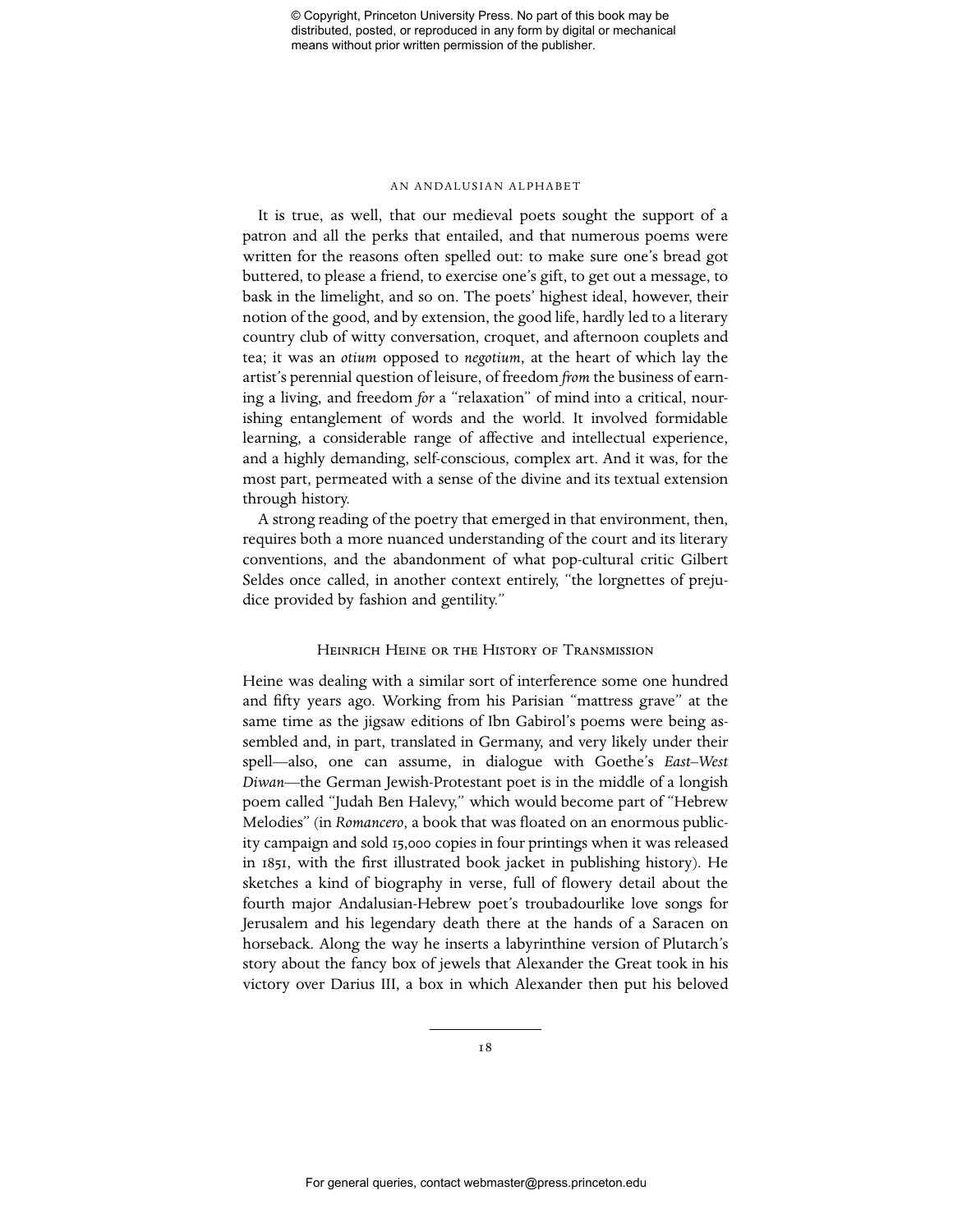It is true, as well, that our medieval poets sought the support of a patron and all the perks that entailed, and that numerous poems were written for the reasons often spelled out: to make sure one's bread got buttered, to please a friend, to exercise one's gift, to get out a message, to bask in the limelight, and so on. The poets' highest ideal, however, their notion of the good, and by extension, the good life, hardly led to a literary country club of witty conversation, croquet, and afternoon couplets and tea; it was an *otium* opposed to *negotium*, at the heart of which lay the artist's perennial question of leisure, of freedom *from* the business of earning a living, and freedom *for* a "relaxation" of mind into a critical, nourishing entanglement of words and the world. It involved formidable learning, a considerable range of affective and intellectual experience, and a highly demanding, self-conscious, complex art. And it was, for the most part, permeated with a sense of the divine and its textual extension through history.

A strong reading of the poetry that emerged in that environment, then, requires both a more nuanced understanding of the court and its literary conventions, and the abandonment of what pop-cultural critic Gilbert Seldes once called, in another context entirely, "the lorgnettes of prejudice provided by fashion and gentility."

## Heinrich Heine or the History of Transmission

Heine was dealing with a similar sort of interference some one hundred and fifty years ago. Working from his Parisian "mattress grave" at the same time as the jigsaw editions of Ibn Gabirol's poems were being assembled and, in part, translated in Germany, and very likely under their spell—also, one can assume, in dialogue with Goethe's *East–West Diwan*—the German Jewish-Protestant poet is in the middle of a longish poem called "Judah Ben Halevy," which would become part of "Hebrew Melodies" (in *Romancero*, a book that was floated on an enormous publicity campaign and sold 15,000 copies in four printings when it was released in 1851, with the first illustrated book jacket in publishing history). He sketches a kind of biography in verse, full of flowery detail about the fourth major Andalusian-Hebrew poet's troubadourlike love songs for Jerusalem and his legendary death there at the hands of a Saracen on horseback. Along the way he inserts a labyrinthine version of Plutarch's story about the fancy box of jewels that Alexander the Great took in his victory over Darius III, a box in which Alexander then put his beloved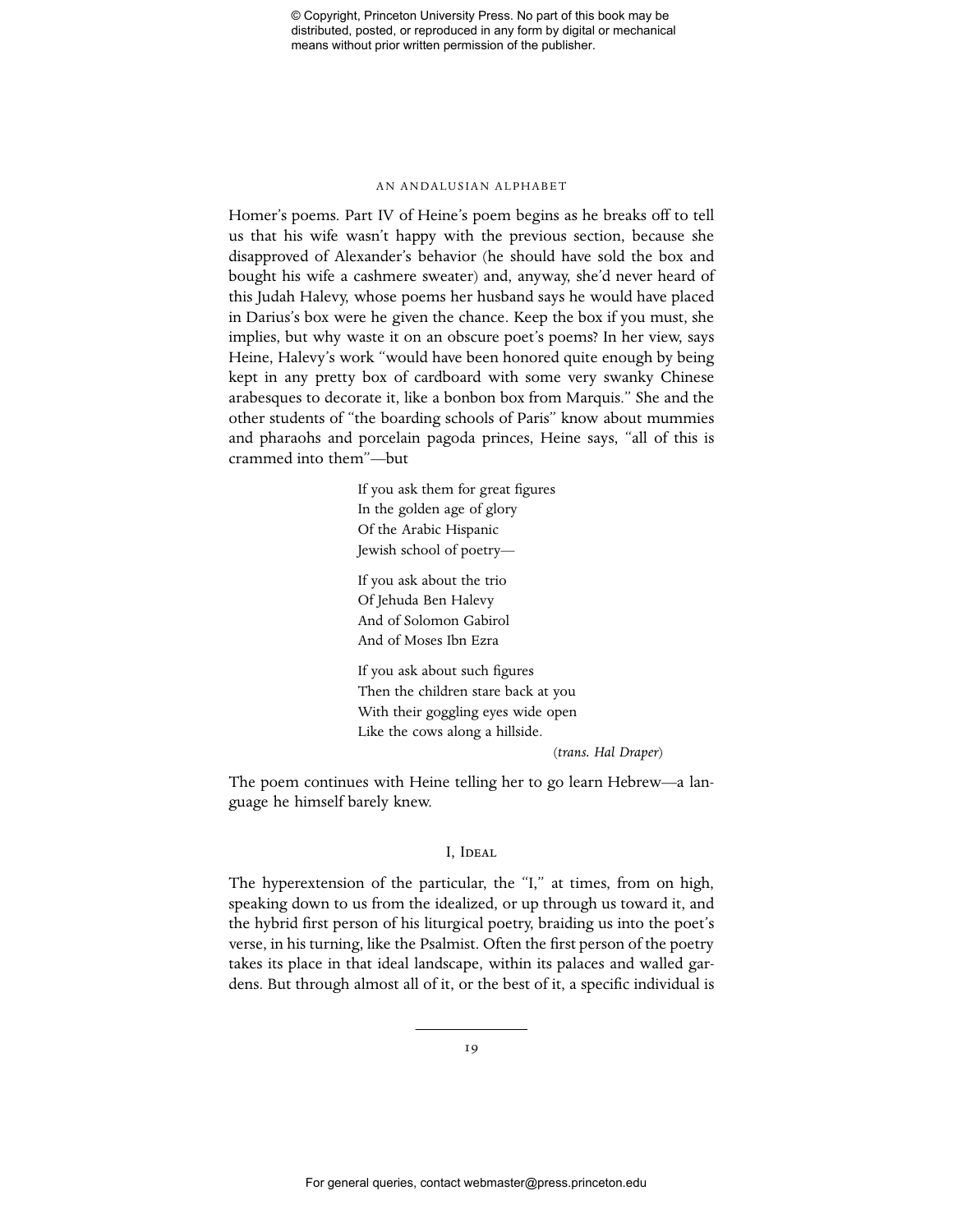Homer's poems. Part IV of Heine's poem begins as he breaks off to tell us that his wife wasn't happy with the previous section, because she disapproved of Alexander's behavior (he should have sold the box and bought his wife a cashmere sweater) and, anyway, she'd never heard of this Judah Halevy, whose poems her husband says he would have placed in Darius's box were he given the chance. Keep the box if you must, she implies, but why waste it on an obscure poet's poems? In her view, says Heine, Halevy's work "would have been honored quite enough by being kept in any pretty box of cardboard with some very swanky Chinese arabesques to decorate it, like a bonbon box from Marquis." She and the other students of "the boarding schools of Paris" know about mummies and pharaohs and porcelain pagoda princes, Heine says, "all of this is crammed into them"—but

> If you ask them for great figures
> In the golden age of glory
> Of the Arabic Hispanic
> Jewish school of poetry—
>
> If you ask about the trio
> Of Jehuda Ben Halevy
> And of Solomon Gabirol
> And of Moses Ibn Ezra
>
> If you ask about such figures
> Then the children stare back at you
> With their goggling eyes wide open
> Like the cows along a hillside.
>
> (*trans. Hal Draper*)

The poem continues with Heine telling her to go learn Hebrew—a language he himself barely knew.

## I, Ideal

The hyperextension of the particular, the "I," at times, from on high, speaking down to us from the idealized, or up through us toward it, and the hybrid first person of his liturgical poetry, braiding us into the poet's verse, in his turning, like the Psalmist. Often the first person of the poetry takes its place in that ideal landscape, within its palaces and walled gardens. But through almost all of it, or the best of it, a specific individual is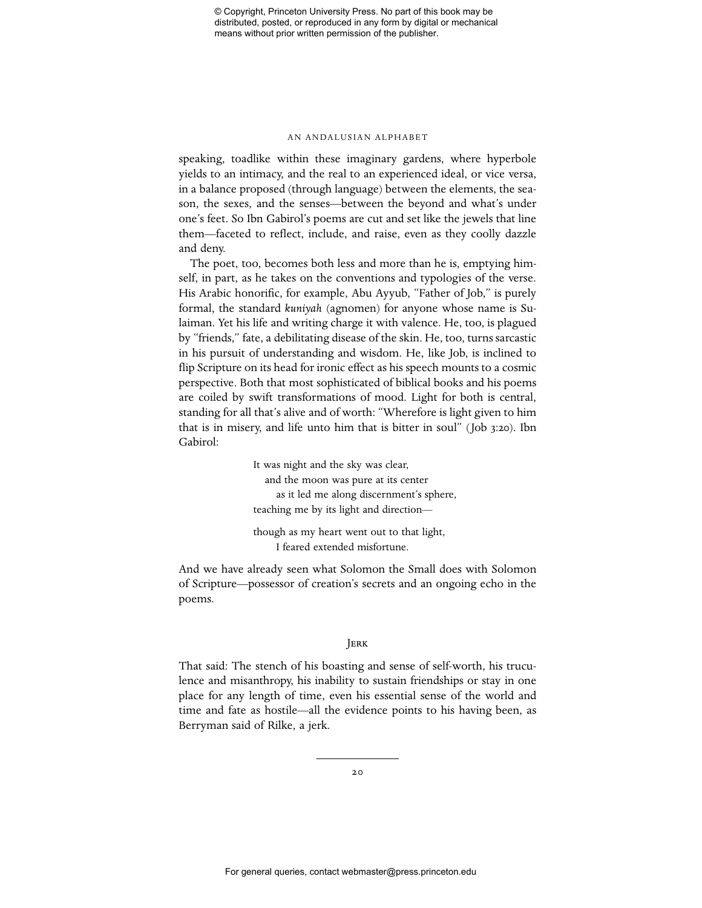speaking, toadlike within these imaginary gardens, where hyperbole yields to an intimacy, and the real to an experienced ideal, or vice versa, in a balance proposed (through language) between the elements, the season, the sexes, and the senses—between the beyond and what's under one's feet. So Ibn Gabirol's poems are cut and set like the jewels that line them—faceted to reflect, include, and raise, even as they coolly dazzle and deny.

The poet, too, becomes both less and more than he is, emptying himself, in part, as he takes on the conventions and typologies of the verse. His Arabic honorific, for example, Abu Ayyub, "Father of Job," is purely formal, the standard *kuniyah* (agnomen) for anyone whose name is Sulaiman. Yet his life and writing charge it with valence. He, too, is plagued by "friends," fate, a debilitating disease of the skin. He, too, turns sarcastic in his pursuit of understanding and wisdom. He, like Job, is inclined to flip Scripture on its head for ironic effect as his speech mounts to a cosmic perspective. Both that most sophisticated of biblical books and his poems are coiled by swift transformations of mood. Light for both is central, standing for all that's alive and of worth: "Wherefore is light given to him that is in misery, and life unto him that is bitter in soul" (Job 3:20). Ibn Gabirol:

> It was night and the sky was clear,
> and the moon was pure at its center
> as it led me along discernment's sphere,
> teaching me by its light and direction—
>
> though as my heart went out to that light,
> I feared extended misfortune.

And we have already seen what Solomon the Small does with Solomon of Scripture—possessor of creation's secrets and an ongoing echo in the poems.

## Jerk

That said: The stench of his boasting and sense of self-worth, his truculence and misanthropy, his inability to sustain friendships or stay in one place for any length of time, even his essential sense of the world and time and fate as hostile—all the evidence points to his having been, as Berryman said of Rilke, a jerk.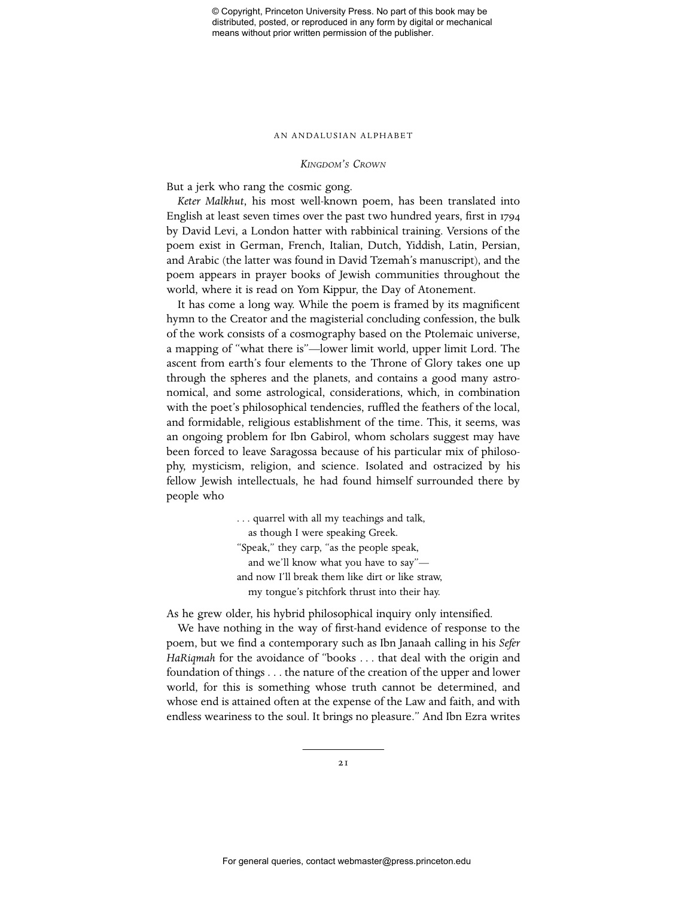But a jerk who rang the cosmic gong.

*Keter Malkhut*, his most well-known poem, has been translated into English at least seven times over the past two hundred years, first in 1794 by David Levi, a London hatter with rabbinical training. Versions of the poem exist in German, French, Italian, Dutch, Yiddish, Latin, Persian, and Arabic (the latter was found in David Tzemah's manuscript), and the poem appears in prayer books of Jewish communities throughout the world, where it is read on Yom Kippur, the Day of Atonement.

It has come a long way. While the poem is framed by its magnificent hymn to the Creator and the magisterial concluding confession, the bulk of the work consists of a cosmography based on the Ptolemaic universe, a mapping of "what there is"—lower limit world, upper limit Lord. The ascent from earth's four elements to the Throne of Glory takes one up through the spheres and the planets, and contains a good many astronomical, and some astrological, considerations, which, in combination with the poet's philosophical tendencies, ruffled the feathers of the local, and formidable, religious establishment of the time. This, it seems, was an ongoing problem for Ibn Gabirol, whom scholars suggest may have been forced to leave Saragossa because of his particular mix of philosophy, mysticism, religion, and science. Isolated and ostracized by his fellow Jewish intellectuals, he had found himself surrounded there by people who

> . . . quarrel with all my teachings and talk,
> as though I were speaking Greek.
> "Speak," they carp, "as the people speak,
> and we'll know what you have to say"—
> and now I'll break them like dirt or like straw,
> my tongue's pitchfork thrust into their hay.

As he grew older, his hybrid philosophical inquiry only intensified.

We have nothing in the way of first-hand evidence of response to the poem, but we find a contemporary such as Ibn Janaah calling in his *Sefer HaRiqmah* for the avoidance of "books . . . that deal with the origin and foundation of things . . . the nature of the creation of the upper and lower world, for this is something whose truth cannot be determined, and whose end is attained often at the expense of the Law and faith, and with endless weariness to the soul. It brings no pleasure." And Ibn Ezra writes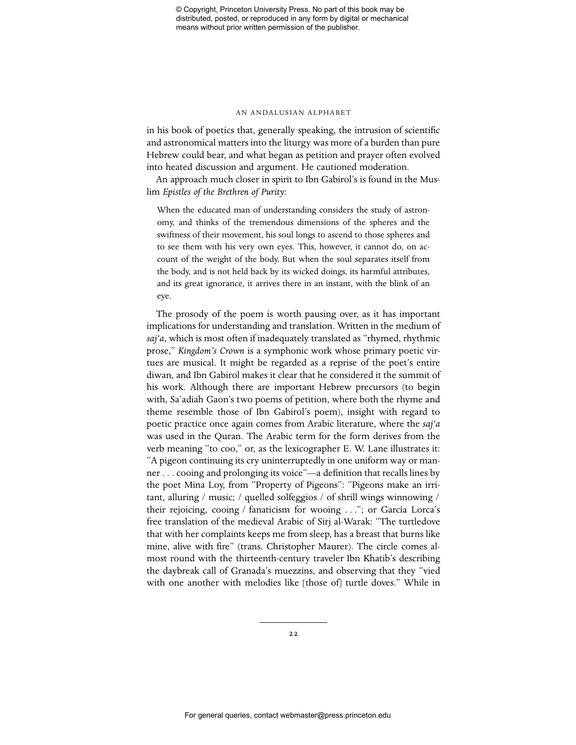in his book of poetics that, generally speaking, the intrusion of scientific and astronomical matters into the liturgy was more of a burden than pure Hebrew could bear, and what began as petition and prayer often evolved into heated discussion and argument. He cautioned moderation.

An approach much closer in spirit to Ibn Gabirol's is found in the Muslim *Epistles of the Brethren of Purity*:

> When the educated man of understanding considers the study of astronomy, and thinks of the tremendous dimensions of the spheres and the swiftness of their movement, his soul longs to ascend to those spheres and to see them with his very own eyes. This, however, it cannot do, on account of the weight of the body. But when the soul separates itself from the body, and is not held back by its wicked doings, its harmful attributes, and its great ignorance, it arrives there in an instant, with the blink of an eye.

The prosody of the poem is worth pausing over, as it has important implications for understanding and translation. Written in the medium of *saj'a*, which is most often if inadequately translated as "rhymed, rhythmic prose," *Kingdom's Crown* is a symphonic work whose primary poetic virtues are musical. It might be regarded as a reprise of the poet's entire diwan, and Ibn Gabirol makes it clear that he considered it the summit of his work. Although there are important Hebrew precursors (to begin with, Sa'adiah Gaon's two poems of petition, where both the rhyme and theme resemble those of Ibn Gabirol's poem), insight with regard to poetic practice once again comes from Arabic literature, where the *saj'a* was used in the Quran. The Arabic term for the form derives from the verb meaning "to coo," or, as the lexicographer E. W. Lane illustrates it: "A pigeon continuing its cry uninterruptedly in one uniform way or manner . . . cooing and prolonging its voice"—a definition that recalls lines by the poet Mina Loy, from "Property of Pigeons": "Pigeons make an irritant, alluring / music; / quelled solfeggios / of shrill wings winnowing / their rejoicing, cooing / fanaticism for wooing . . ."; or García Lorca's free translation of the medieval Arabic of Sirj al-Warak: "The turtledove that with her complaints keeps me from sleep, has a breast that burns like mine, alive with fire" (trans. Christopher Maurer). The circle comes almost round with the thirteenth-century traveler Ibn Khatib's describing the daybreak call of Granada's muezzins, and observing that they "vied with one another with melodies like [those of] turtle doves." While in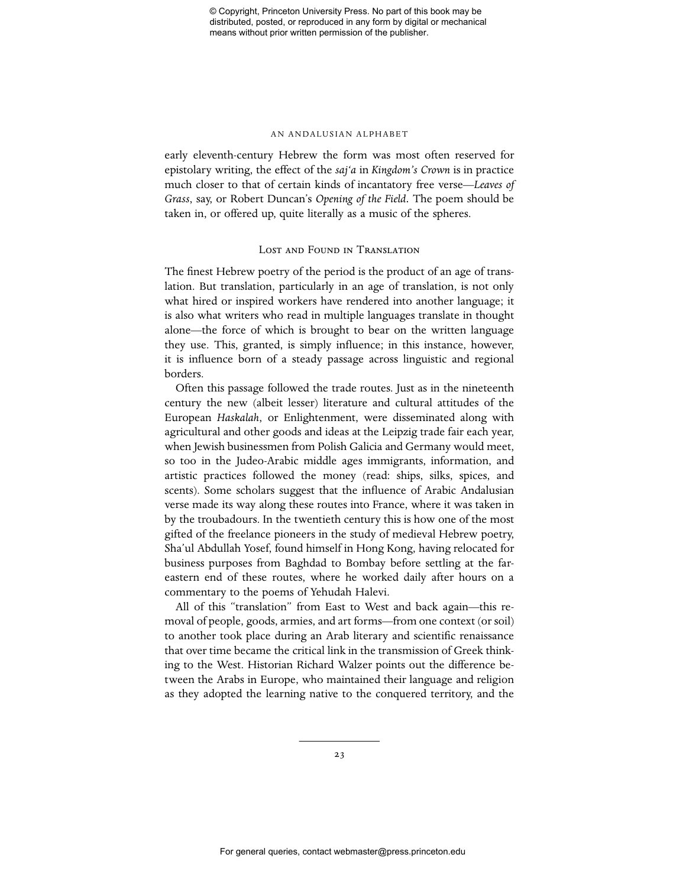early eleventh-century Hebrew the form was most often reserved for epistolary writing, the effect of the *saj'a* in *Kingdom's Crown* is in practice much closer to that of certain kinds of incantatory free verse—*Leaves of Grass*, say, or Robert Duncan's *Opening of the Field*. The poem should be taken in, or offered up, quite literally as a music of the spheres.

## Lost and Found in Translation

The finest Hebrew poetry of the period is the product of an age of translation. But translation, particularly in an age of translation, is not only what hired or inspired workers have rendered into another language; it is also what writers who read in multiple languages translate in thought alone—the force of which is brought to bear on the written language they use. This, granted, is simply influence; in this instance, however, it is influence born of a steady passage across linguistic and regional borders.

Often this passage followed the trade routes. Just as in the nineteenth century the new (albeit lesser) literature and cultural attitudes of the European *Haskalah*, or Enlightenment, were disseminated along with agricultural and other goods and ideas at the Leipzig trade fair each year, when Jewish businessmen from Polish Galicia and Germany would meet, so too in the Judeo-Arabic middle ages immigrants, information, and artistic practices followed the money (read: ships, silks, spices, and scents). Some scholars suggest that the influence of Arabic Andalusian verse made its way along these routes into France, where it was taken in by the troubadours. In the twentieth century this is how one of the most gifted of the freelance pioneers in the study of medieval Hebrew poetry, Sha'ul Abdullah Yosef, found himself in Hong Kong, having relocated for business purposes from Baghdad to Bombay before settling at the far-eastern end of these routes, where he worked daily after hours on a commentary to the poems of Yehudah Halevi.

All of this "translation" from East to West and back again—this removal of people, goods, armies, and art forms—from one context (or soil) to another took place during an Arab literary and scientific renaissance that over time became the critical link in the transmission of Greek thinking to the West. Historian Richard Walzer points out the difference between the Arabs in Europe, who maintained their language and religion as they adopted the learning native to the conquered territory, and the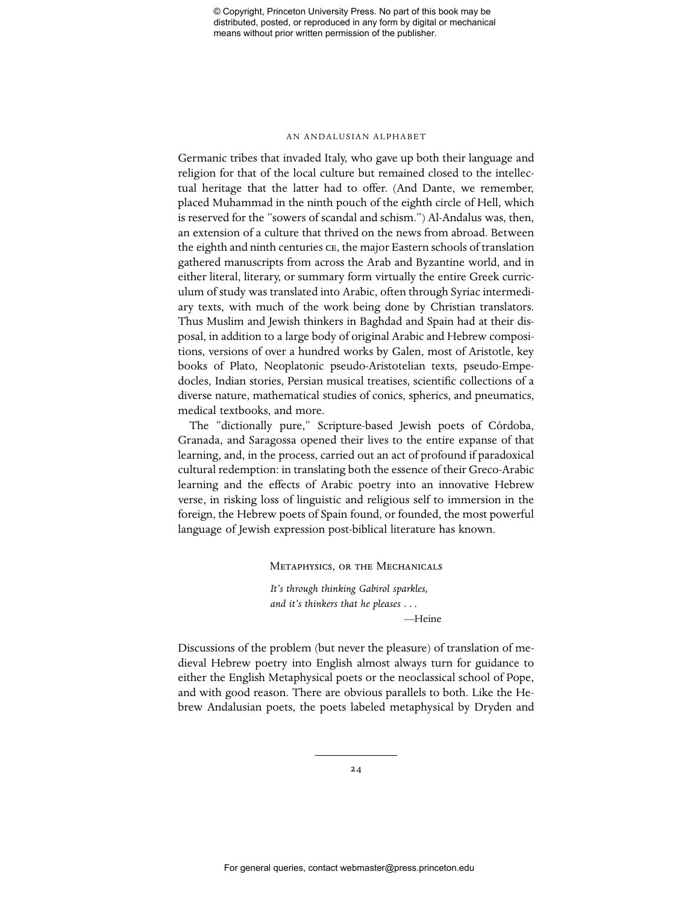Germanic tribes that invaded Italy, who gave up both their language and religion for that of the local culture but remained closed to the intellectual heritage that the latter had to offer. (And Dante, we remember, placed Muhammad in the ninth pouch of the eighth circle of Hell, which is reserved for the "sowers of scandal and schism.") Al-Andalus was, then, an extension of a culture that thrived on the news from abroad. Between the eighth and ninth centuries CE, the major Eastern schools of translation gathered manuscripts from across the Arab and Byzantine world, and in either literal, literary, or summary form virtually the entire Greek curriculum of study was translated into Arabic, often through Syriac intermediary texts, with much of the work being done by Christian translators. Thus Muslim and Jewish thinkers in Baghdad and Spain had at their disposal, in addition to a large body of original Arabic and Hebrew compositions, versions of over a hundred works by Galen, most of Aristotle, key books of Plato, Neoplatonic pseudo-Aristotelian texts, pseudo-Empedocles, Indian stories, Persian musical treatises, scientific collections of a diverse nature, mathematical studies of conics, spherics, and pneumatics, medical textbooks, and more.

The "dictionally pure," Scripture-based Jewish poets of Córdoba, Granada, and Saragossa opened their lives to the entire expanse of that learning, and, in the process, carried out an act of profound if paradoxical cultural redemption: in translating both the essence of their Greco-Arabic learning and the effects of Arabic poetry into an innovative Hebrew verse, in risking loss of linguistic and religious self to immersion in the foreign, the Hebrew poets of Spain found, or founded, the most powerful language of Jewish expression post-biblical literature has known.

## Metaphysics, or the Mechanicals

*It's through thinking Gabirol sparkles,*
*and it's thinkers that he pleases . . .*

—Heine

Discussions of the problem (but never the pleasure) of translation of medieval Hebrew poetry into English almost always turn for guidance to either the English Metaphysical poets or the neoclassical school of Pope, and with good reason. There are obvious parallels to both. Like the Hebrew Andalusian poets, the poets labeled metaphysical by Dryden and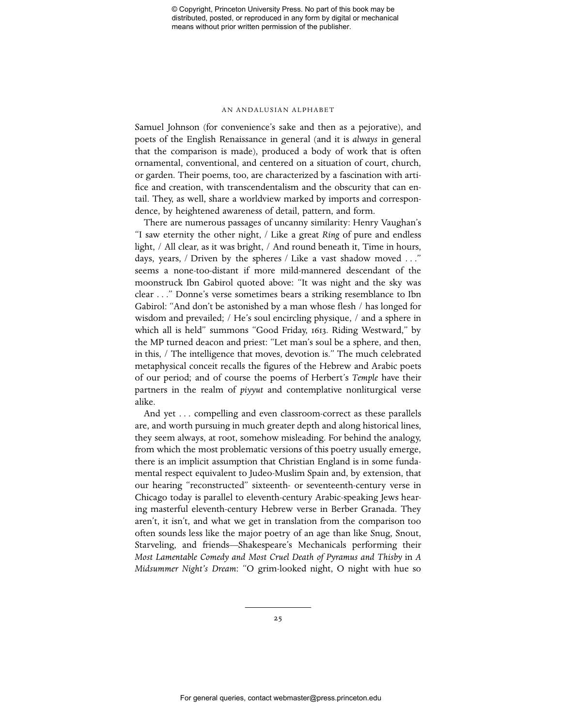Samuel Johnson (for convenience's sake and then as a pejorative), and poets of the English Renaissance in general (and it is *always* in general that the comparison is made), produced a body of work that is often ornamental, conventional, and centered on a situation of court, church, or garden. Their poems, too, are characterized by a fascination with artifice and creation, with transcendentalism and the obscurity that can entail. They, as well, share a worldview marked by imports and correspondence, by heightened awareness of detail, pattern, and form.

There are numerous passages of uncanny similarity: Henry Vaughan's "I saw eternity the other night, / Like a great *Ring* of pure and endless light, / All clear, as it was bright, / And round beneath it, Time in hours, days, years, / Driven by the spheres / Like a vast shadow moved . . ." seems a none-too-distant if more mild-mannered descendant of the moonstruck Ibn Gabirol quoted above: "It was night and the sky was clear . . ." Donne's verse sometimes bears a striking resemblance to Ibn Gabirol: "And don't be astonished by a man whose flesh / has longed for wisdom and prevailed; / He's soul encircling physique, / and a sphere in which all is held" summons "Good Friday, 1613. Riding Westward," by the MP turned deacon and priest: "Let man's soul be a sphere, and then, in this, / The intelligence that moves, devotion is." The much celebrated metaphysical conceit recalls the figures of the Hebrew and Arabic poets of our period; and of course the poems of Herbert's *Temple* have their partners in the realm of *piyyut* and contemplative nonliturgical verse alike.

And yet . . . compelling and even classroom-correct as these parallels are, and worth pursuing in much greater depth and along historical lines, they seem always, at root, somehow misleading. For behind the analogy, from which the most problematic versions of this poetry usually emerge, there is an implicit assumption that Christian England is in some fundamental respect equivalent to Judeo-Muslim Spain and, by extension, that our hearing "reconstructed" sixteenth- or seventeenth-century verse in Chicago today is parallel to eleventh-century Arabic-speaking Jews hearing masterful eleventh-century Hebrew verse in Berber Granada. They aren't, it isn't, and what we get in translation from the comparison too often sounds less like the major poetry of an age than like Snug, Snout, Starveling, and friends—Shakespeare's Mechanicals performing their *Most Lamentable Comedy and Most Cruel Death of Pyramus and Thisby* in *A Midsummer Night's Dream*: "O grim-looked night, O night with hue so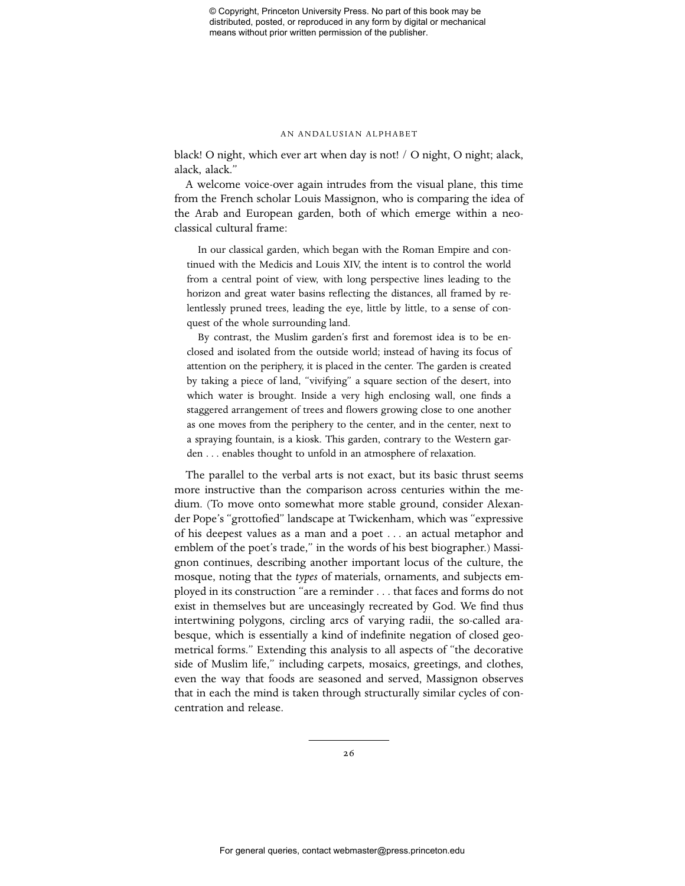black! O night, which ever art when day is not! / O night, O night; alack, alack, alack."

A welcome voice-over again intrudes from the visual plane, this time from the French scholar Louis Massignon, who is comparing the idea of the Arab and European garden, both of which emerge within a neoclassical cultural frame:

> In our classical garden, which began with the Roman Empire and continued with the Medicis and Louis XIV, the intent is to control the world from a central point of view, with long perspective lines leading to the horizon and great water basins reflecting the distances, all framed by relentlessly pruned trees, leading the eye, little by little, to a sense of conquest of the whole surrounding land.
>
> By contrast, the Muslim garden's first and foremost idea is to be enclosed and isolated from the outside world; instead of having its focus of attention on the periphery, it is placed in the center. The garden is created by taking a piece of land, "vivifying" a square section of the desert, into which water is brought. Inside a very high enclosing wall, one finds a staggered arrangement of trees and flowers growing close to one another as one moves from the periphery to the center, and in the center, next to a spraying fountain, is a kiosk. This garden, contrary to the Western garden . . . enables thought to unfold in an atmosphere of relaxation.

The parallel to the verbal arts is not exact, but its basic thrust seems more instructive than the comparison across centuries within the medium. (To move onto somewhat more stable ground, consider Alexander Pope's "grottofied" landscape at Twickenham, which was "expressive of his deepest values as a man and a poet . . . an actual metaphor and emblem of the poet's trade," in the words of his best biographer.) Massignon continues, describing another important locus of the culture, the mosque, noting that the *types* of materials, ornaments, and subjects employed in its construction "are a reminder . . . that faces and forms do not exist in themselves but are unceasingly recreated by God. We find thus intertwining polygons, circling arcs of varying radii, the so-called arabesque, which is essentially a kind of indefinite negation of closed geometrical forms." Extending this analysis to all aspects of "the decorative side of Muslim life," including carpets, mosaics, greetings, and clothes, even the way that foods are seasoned and served, Massignon observes that in each the mind is taken through structurally similar cycles of concentration and release.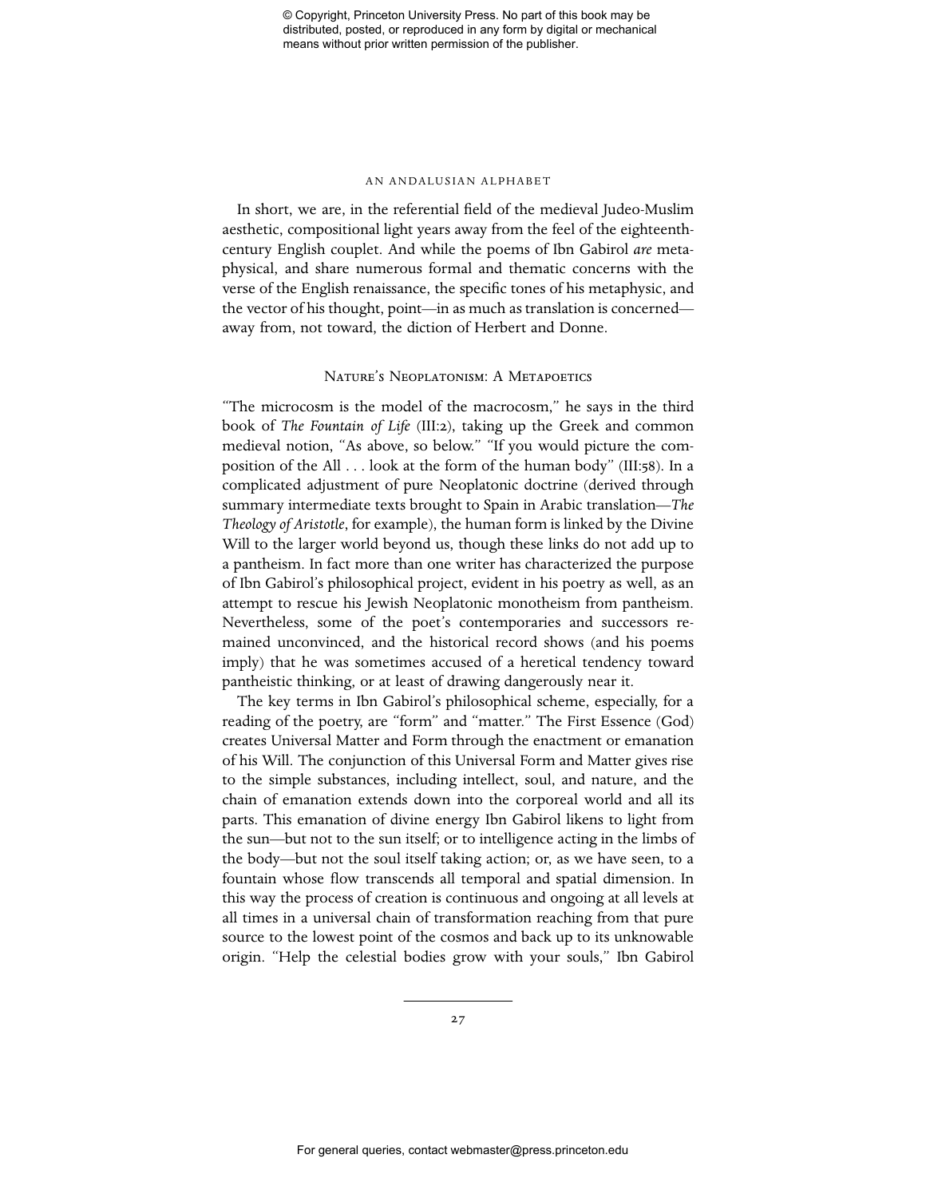In short, we are, in the referential field of the medieval Judeo-Muslim aesthetic, compositional light years away from the feel of the eighteenth-century English couplet. And while the poems of Ibn Gabirol *are* metaphysical, and share numerous formal and thematic concerns with the verse of the English renaissance, the specific tones of his metaphysic, and the vector of his thought, point—in as much as translation is concerned—away from, not toward, the diction of Herbert and Donne.

## Nature's Neoplatonism: A Metapoetics

"The microcosm is the model of the macrocosm," he says in the third book of *The Fountain of Life* (III:2), taking up the Greek and common medieval notion, "As above, so below." "If you would picture the composition of the All . . . look at the form of the human body" (III:58). In a complicated adjustment of pure Neoplatonic doctrine (derived through summary intermediate texts brought to Spain in Arabic translation—*The Theology of Aristotle*, for example), the human form is linked by the Divine Will to the larger world beyond us, though these links do not add up to a pantheism. In fact more than one writer has characterized the purpose of Ibn Gabirol's philosophical project, evident in his poetry as well, as an attempt to rescue his Jewish Neoplatonic monotheism from pantheism. Nevertheless, some of the poet's contemporaries and successors remained unconvinced, and the historical record shows (and his poems imply) that he was sometimes accused of a heretical tendency toward pantheistic thinking, or at least of drawing dangerously near it.

The key terms in Ibn Gabirol's philosophical scheme, especially, for a reading of the poetry, are "form" and "matter." The First Essence (God) creates Universal Matter and Form through the enactment or emanation of his Will. The conjunction of this Universal Form and Matter gives rise to the simple substances, including intellect, soul, and nature, and the chain of emanation extends down into the corporeal world and all its parts. This emanation of divine energy Ibn Gabirol likens to light from the sun—but not to the sun itself; or to intelligence acting in the limbs of the body—but not the soul itself taking action; or, as we have seen, to a fountain whose flow transcends all temporal and spatial dimension. In this way the process of creation is continuous and ongoing at all levels at all times in a universal chain of transformation reaching from that pure source to the lowest point of the cosmos and back up to its unknowable origin. "Help the celestial bodies grow with your souls," Ibn Gabirol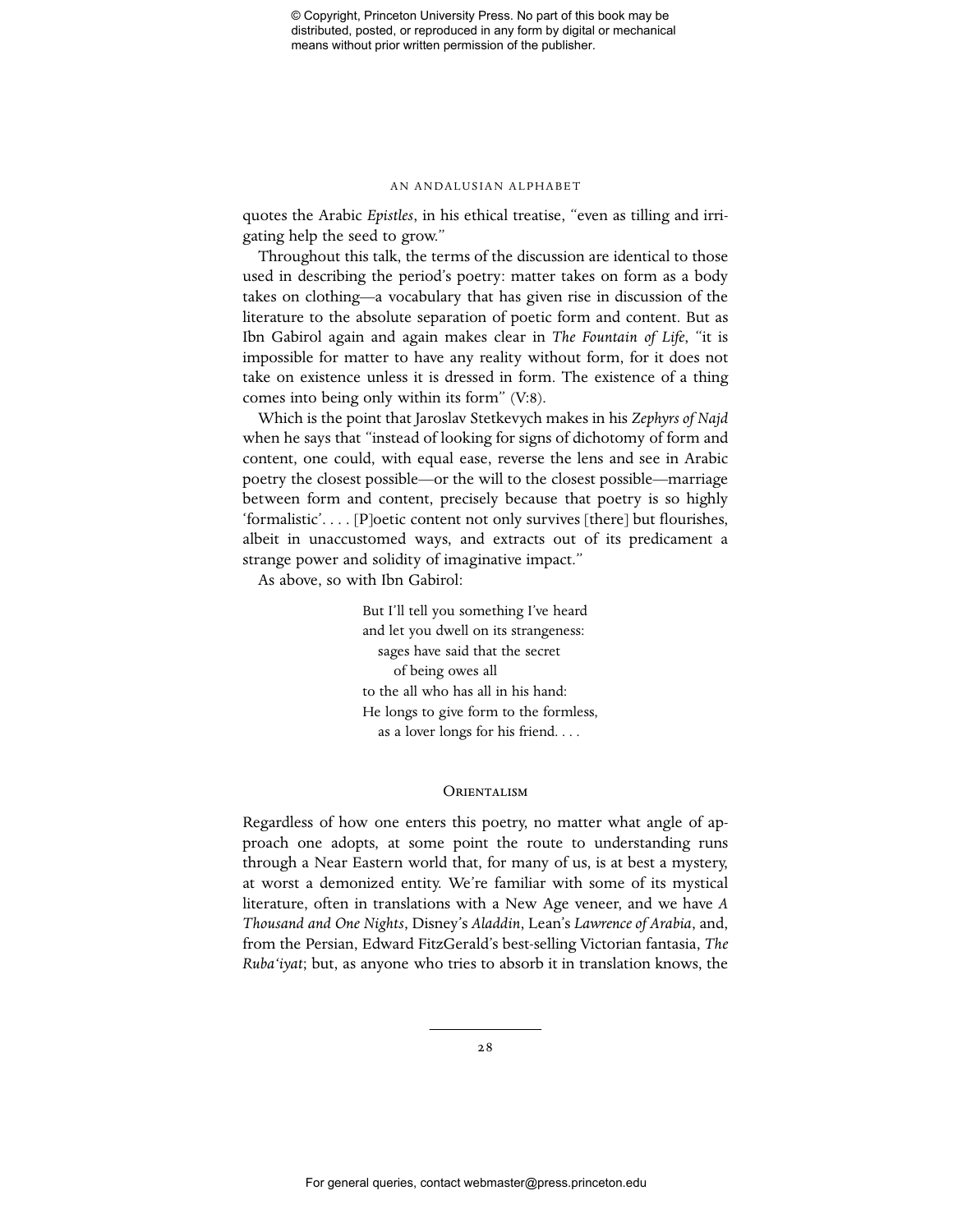quotes the Arabic *Epistles*, in his ethical treatise, "even as tilling and irrigating help the seed to grow."

Throughout this talk, the terms of the discussion are identical to those used in describing the period's poetry: matter takes on form as a body takes on clothing—a vocabulary that has given rise in discussion of the literature to the absolute separation of poetic form and content. But as Ibn Gabirol again and again makes clear in *The Fountain of Life*, "it is impossible for matter to have any reality without form, for it does not take on existence unless it is dressed in form. The existence of a thing comes into being only within its form" (V:8).

Which is the point that Jaroslav Stetkevych makes in his *Zephyrs of Najd* when he says that "instead of looking for signs of dichotomy of form and content, one could, with equal ease, reverse the lens and see in Arabic poetry the closest possible—or the will to the closest possible—marriage between form and content, precisely because that poetry is so highly 'formalistic'. . . . [P]oetic content not only survives [there] but flourishes, albeit in unaccustomed ways, and extracts out of its predicament a strange power and solidity of imaginative impact."

As above, so with Ibn Gabirol:

> But I'll tell you something I've heard
> and let you dwell on its strangeness:
>   sages have said that the secret
>     of being owes all
> to the all who has all in his hand:
> He longs to give form to the formless,
>   as a lover longs for his friend. . . .

## Orientalism

Regardless of how one enters this poetry, no matter what angle of approach one adopts, at some point the route to understanding runs through a Near Eastern world that, for many of us, is at best a mystery, at worst a demonized entity. We're familiar with some of its mystical literature, often in translations with a New Age veneer, and we have *A Thousand and One Nights*, Disney's *Aladdin*, Lean's *Lawrence of Arabia*, and, from the Persian, Edward FitzGerald's best-selling Victorian fantasia, *The Ruba'iyat*; but, as anyone who tries to absorb it in translation knows, the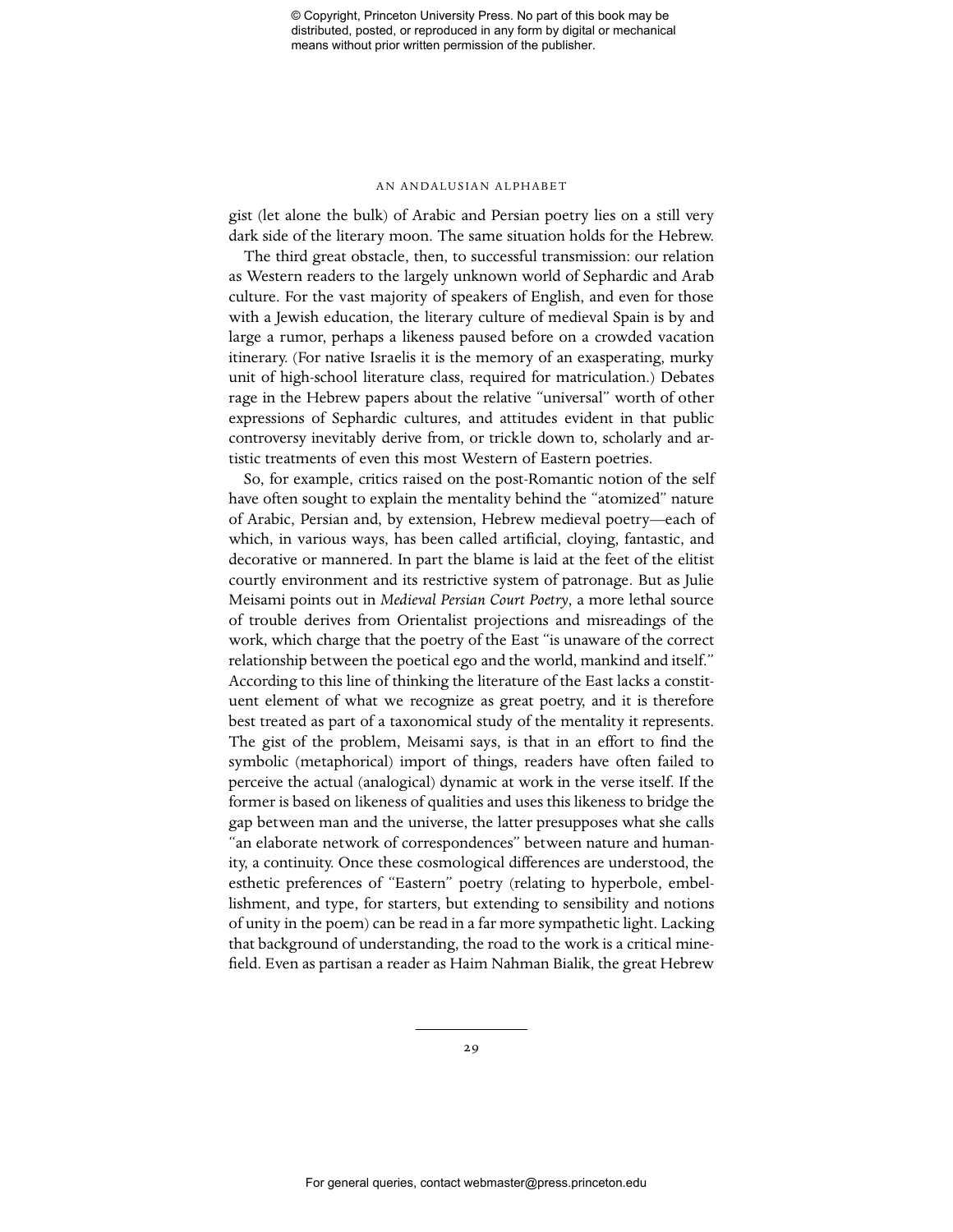gist (let alone the bulk) of Arabic and Persian poetry lies on a still very dark side of the literary moon. The same situation holds for the Hebrew.

The third great obstacle, then, to successful transmission: our relation as Western readers to the largely unknown world of Sephardic and Arab culture. For the vast majority of speakers of English, and even for those with a Jewish education, the literary culture of medieval Spain is by and large a rumor, perhaps a likeness paused before on a crowded vacation itinerary. (For native Israelis it is the memory of an exasperating, murky unit of high-school literature class, required for matriculation.) Debates rage in the Hebrew papers about the relative "universal" worth of other expressions of Sephardic cultures, and attitudes evident in that public controversy inevitably derive from, or trickle down to, scholarly and artistic treatments of even this most Western of Eastern poetries.

So, for example, critics raised on the post-Romantic notion of the self have often sought to explain the mentality behind the "atomized" nature of Arabic, Persian and, by extension, Hebrew medieval poetry—each of which, in various ways, has been called artificial, cloying, fantastic, and decorative or mannered. In part the blame is laid at the feet of the elitist courtly environment and its restrictive system of patronage. But as Julie Meisami points out in *Medieval Persian Court Poetry*, a more lethal source of trouble derives from Orientalist projections and misreadings of the work, which charge that the poetry of the East "is unaware of the correct relationship between the poetical ego and the world, mankind and itself." According to this line of thinking the literature of the East lacks a constituent element of what we recognize as great poetry, and it is therefore best treated as part of a taxonomical study of the mentality it represents. The gist of the problem, Meisami says, is that in an effort to find the symbolic (metaphorical) import of things, readers have often failed to perceive the actual (analogical) dynamic at work in the verse itself. If the former is based on likeness of qualities and uses this likeness to bridge the gap between man and the universe, the latter presupposes what she calls "an elaborate network of correspondences" between nature and humanity, a continuity. Once these cosmological differences are understood, the esthetic preferences of "Eastern" poetry (relating to hyperbole, embellishment, and type, for starters, but extending to sensibility and notions of unity in the poem) can be read in a far more sympathetic light. Lacking that background of understanding, the road to the work is a critical minefield. Even as partisan a reader as Haim Nahman Bialik, the great Hebrew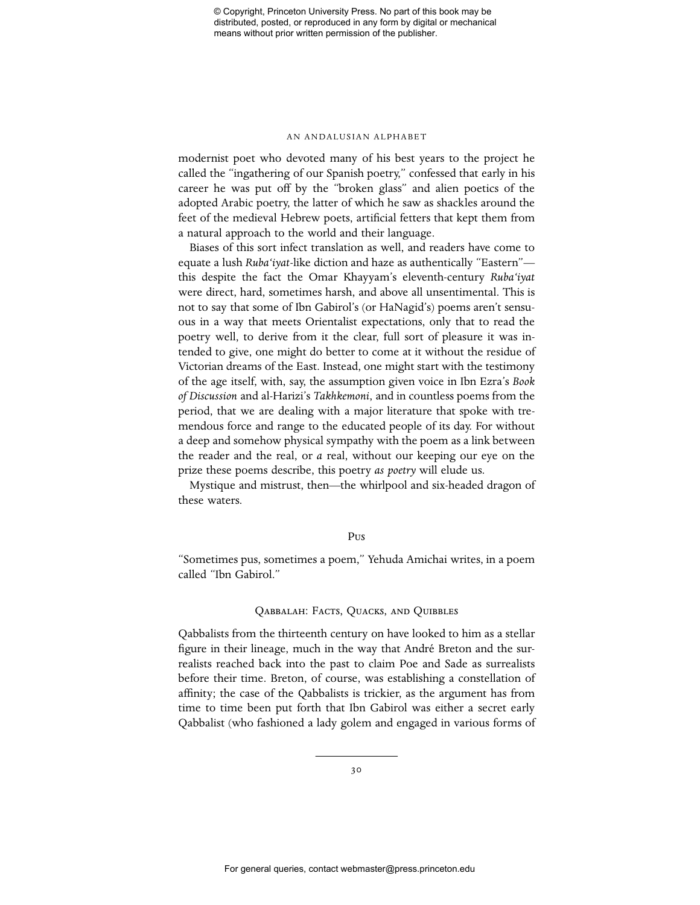modernist poet who devoted many of his best years to the project he called the "ingathering of our Spanish poetry," confessed that early in his career he was put off by the "broken glass" and alien poetics of the adopted Arabic poetry, the latter of which he saw as shackles around the feet of the medieval Hebrew poets, artificial fetters that kept them from a natural approach to the world and their language.

Biases of this sort infect translation as well, and readers have come to equate a lush *Ruba'iyat*-like diction and haze as authentically "Eastern"—this despite the fact the Omar Khayyam's eleventh-century *Ruba'iyat* were direct, hard, sometimes harsh, and above all unsentimental. This is not to say that some of Ibn Gabirol's (or HaNagid's) poems aren't sensuous in a way that meets Orientalist expectations, only that to read the poetry well, to derive from it the clear, full sort of pleasure it was intended to give, one might do better to come at it without the residue of Victorian dreams of the East. Instead, one might start with the testimony of the age itself, with, say, the assumption given voice in Ibn Ezra's *Book of Discussion* and al-Harizi's *Takhkemoni*, and in countless poems from the period, that we are dealing with a major literature that spoke with tremendous force and range to the educated people of its day. For without a deep and somehow physical sympathy with the poem as a link between the reader and the real, or *a* real, without our keeping our eye on the prize these poems describe, this poetry *as poetry* will elude us.

Mystique and mistrust, then—the whirlpool and six-headed dragon of these waters.

## Pus

"Sometimes pus, sometimes a poem," Yehuda Amichai writes, in a poem called "Ibn Gabirol."

## Qabbalah: Facts, Quacks, and Quibbles

Qabbalists from the thirteenth century on have looked to him as a stellar figure in their lineage, much in the way that André Breton and the surrealists reached back into the past to claim Poe and Sade as surrealists before their time. Breton, of course, was establishing a constellation of affinity; the case of the Qabbalists is trickier, as the argument has from time to time been put forth that Ibn Gabirol was either a secret early Qabbalist (who fashioned a lady golem and engaged in various forms of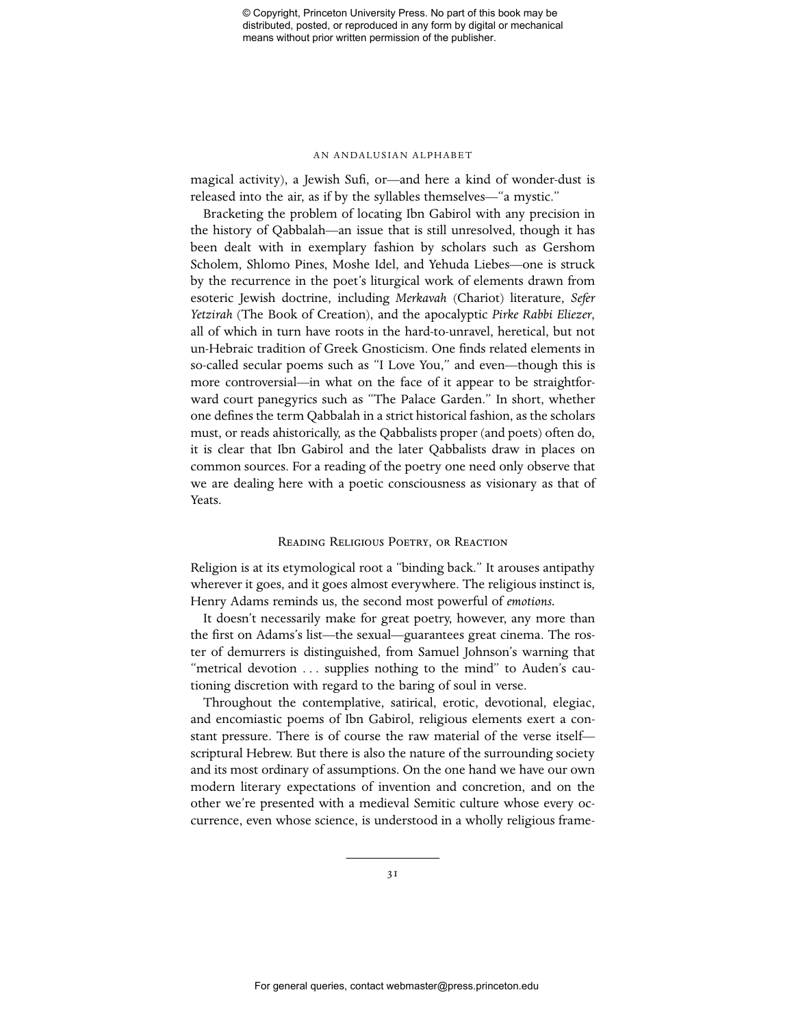magical activity), a Jewish Sufi, or—and here a kind of wonder-dust is released into the air, as if by the syllables themselves—"a mystic."

Bracketing the problem of locating Ibn Gabirol with any precision in the history of Qabbalah—an issue that is still unresolved, though it has been dealt with in exemplary fashion by scholars such as Gershom Scholem, Shlomo Pines, Moshe Idel, and Yehuda Liebes—one is struck by the recurrence in the poet's liturgical work of elements drawn from esoteric Jewish doctrine, including *Merkavah* (Chariot) literature, *Sefer Yetzirah* (The Book of Creation), and the apocalyptic *Pirke Rabbi Eliezer*, all of which in turn have roots in the hard-to-unravel, heretical, but not un-Hebraic tradition of Greek Gnosticism. One finds related elements in so-called secular poems such as "I Love You," and even—though this is more controversial—in what on the face of it appear to be straightforward court panegyrics such as "The Palace Garden." In short, whether one defines the term Qabbalah in a strict historical fashion, as the scholars must, or reads ahistorically, as the Qabbalists proper (and poets) often do, it is clear that Ibn Gabirol and the later Qabbalists draw in places on common sources. For a reading of the poetry one need only observe that we are dealing here with a poetic consciousness as visionary as that of Yeats.

## Reading Religious Poetry, or Reaction

Religion is at its etymological root a "binding back." It arouses antipathy wherever it goes, and it goes almost everywhere. The religious instinct is, Henry Adams reminds us, the second most powerful of *emotions*.

It doesn't necessarily make for great poetry, however, any more than the first on Adams's list—the sexual—guarantees great cinema. The roster of demurrers is distinguished, from Samuel Johnson's warning that "metrical devotion . . . supplies nothing to the mind" to Auden's cautioning discretion with regard to the baring of soul in verse.

Throughout the contemplative, satirical, erotic, devotional, elegiac, and encomiastic poems of Ibn Gabirol, religious elements exert a constant pressure. There is of course the raw material of the verse itself—scriptural Hebrew. But there is also the nature of the surrounding society and its most ordinary of assumptions. On the one hand we have our own modern literary expectations of invention and concretion, and on the other we're presented with a medieval Semitic culture whose every occurrence, even whose science, is understood in a wholly religious frame-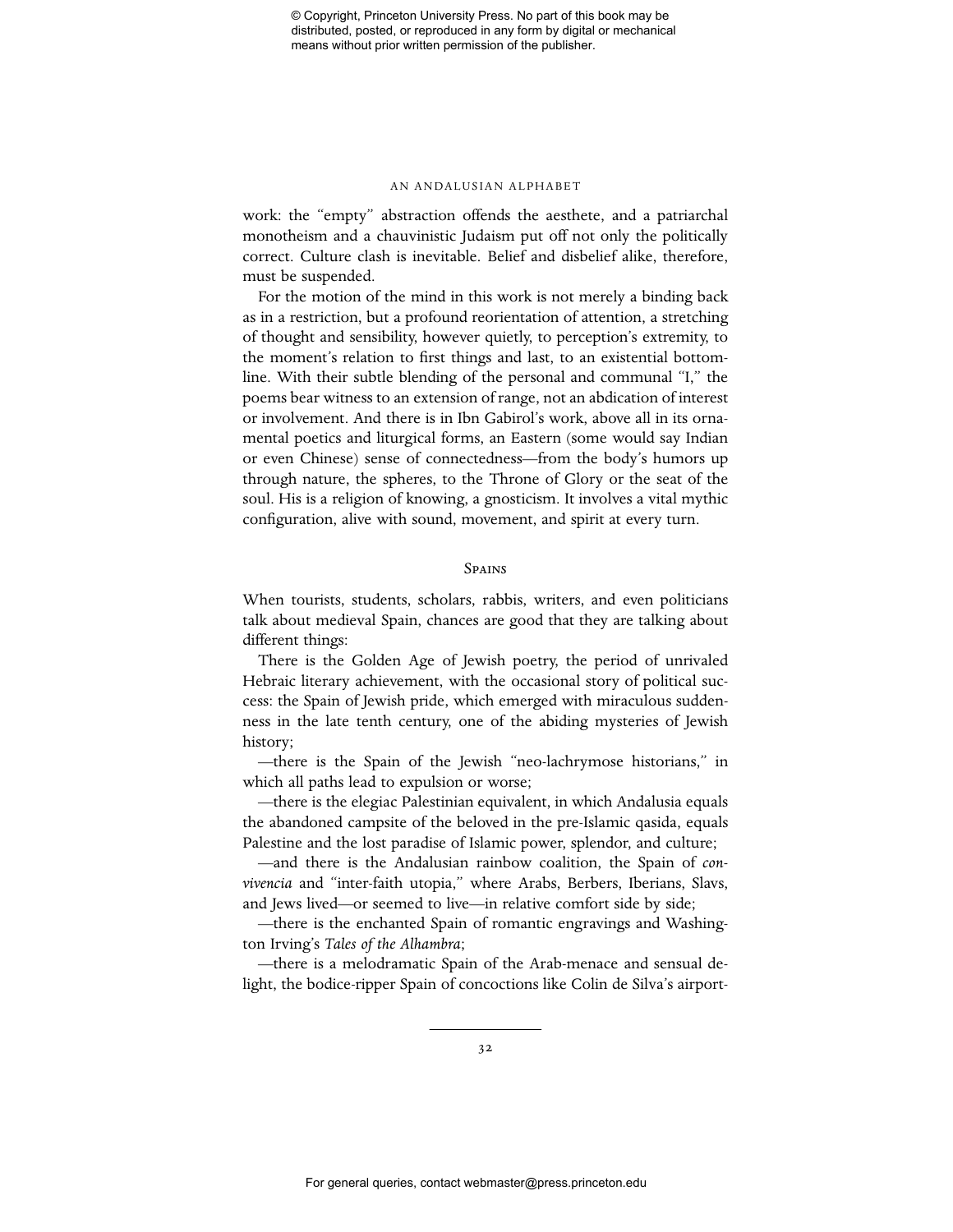work: the "empty" abstraction offends the aesthete, and a patriarchal monotheism and a chauvinistic Judaism put off not only the politically correct. Culture clash is inevitable. Belief and disbelief alike, therefore, must be suspended.

For the motion of the mind in this work is not merely a binding back as in a restriction, but a profound reorientation of attention, a stretching of thought and sensibility, however quietly, to perception's extremity, to the moment's relation to first things and last, to an existential bottom-line. With their subtle blending of the personal and communal "I," the poems bear witness to an extension of range, not an abdication of interest or involvement. And there is in Ibn Gabirol's work, above all in its ornamental poetics and liturgical forms, an Eastern (some would say Indian or even Chinese) sense of connectedness—from the body's humors up through nature, the spheres, to the Throne of Glory or the seat of the soul. His is a religion of knowing, a gnosticism. It involves a vital mythic configuration, alive with sound, movement, and spirit at every turn.

## Spains

When tourists, students, scholars, rabbis, writers, and even politicians talk about medieval Spain, chances are good that they are talking about different things:

There is the Golden Age of Jewish poetry, the period of unrivaled Hebraic literary achievement, with the occasional story of political success: the Spain of Jewish pride, which emerged with miraculous suddenness in the late tenth century, one of the abiding mysteries of Jewish history;

—there is the Spain of the Jewish "neo-lachrymose historians," in which all paths lead to expulsion or worse;

—there is the elegiac Palestinian equivalent, in which Andalusia equals the abandoned campsite of the beloved in the pre-Islamic qasida, equals Palestine and the lost paradise of Islamic power, splendor, and culture;

—and there is the Andalusian rainbow coalition, the Spain of *convivencia* and "inter-faith utopia," where Arabs, Berbers, Iberians, Slavs, and Jews lived—or seemed to live—in relative comfort side by side;

—there is the enchanted Spain of romantic engravings and Washington Irving's *Tales of the Alhambra*;

—there is a melodramatic Spain of the Arab-menace and sensual delight, the bodice-ripper Spain of concoctions like Colin de Silva's airport-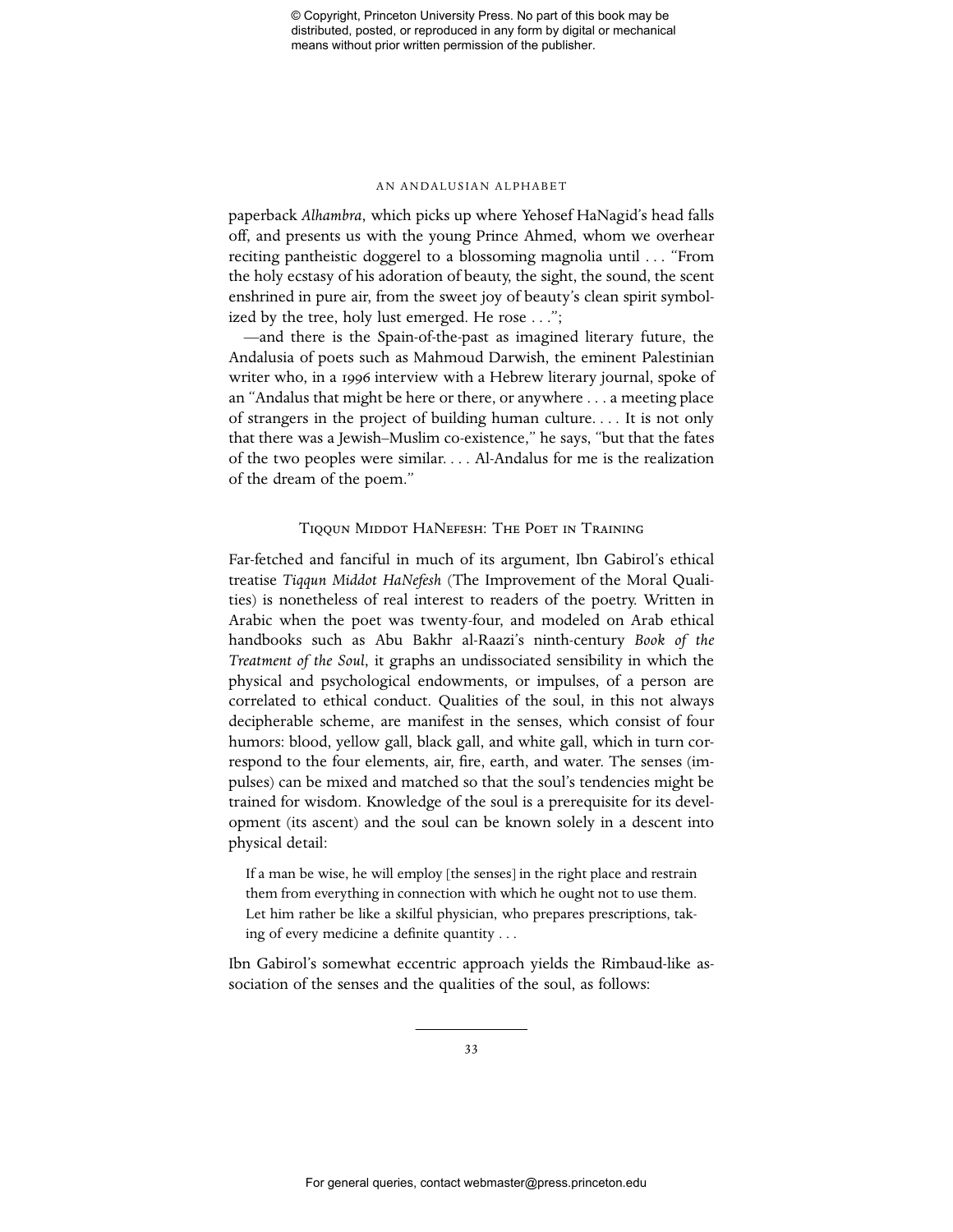paperback *Alhambra*, which picks up where Yehosef HaNagid's head falls off, and presents us with the young Prince Ahmed, whom we overhear reciting pantheistic doggerel to a blossoming magnolia until . . . "From the holy ecstasy of his adoration of beauty, the sight, the sound, the scent enshrined in pure air, from the sweet joy of beauty's clean spirit symbolized by the tree, holy lust emerged. He rose . . .";

—and there is the Spain-of-the-past as imagined literary future, the Andalusia of poets such as Mahmoud Darwish, the eminent Palestinian writer who, in a 1996 interview with a Hebrew literary journal, spoke of an "Andalus that might be here or there, or anywhere . . . a meeting place of strangers in the project of building human culture. . . . It is not only that there was a Jewish–Muslim co-existence," he says, "but that the fates of the two peoples were similar. . . . Al-Andalus for me is the realization of the dream of the poem."

## Tiqqun Middot HaNefesh: The Poet in Training

Far-fetched and fanciful in much of its argument, Ibn Gabirol's ethical treatise *Tiqqun Middot HaNefesh* (The Improvement of the Moral Qualities) is nonetheless of real interest to readers of the poetry. Written in Arabic when the poet was twenty-four, and modeled on Arab ethical handbooks such as Abu Bakhr al-Raazi's ninth-century *Book of the Treatment of the Soul*, it graphs an undissociated sensibility in which the physical and psychological endowments, or impulses, of a person are correlated to ethical conduct. Qualities of the soul, in this not always decipherable scheme, are manifest in the senses, which consist of four humors: blood, yellow gall, black gall, and white gall, which in turn correspond to the four elements, air, fire, earth, and water. The senses (impulses) can be mixed and matched so that the soul's tendencies might be trained for wisdom. Knowledge of the soul is a prerequisite for its development (its ascent) and the soul can be known solely in a descent into physical detail:

> If a man be wise, he will employ [the senses] in the right place and restrain them from everything in connection with which he ought not to use them. Let him rather be like a skilful physician, who prepares prescriptions, taking of every medicine a definite quantity . . .

Ibn Gabirol's somewhat eccentric approach yields the Rimbaud-like association of the senses and the qualities of the soul, as follows: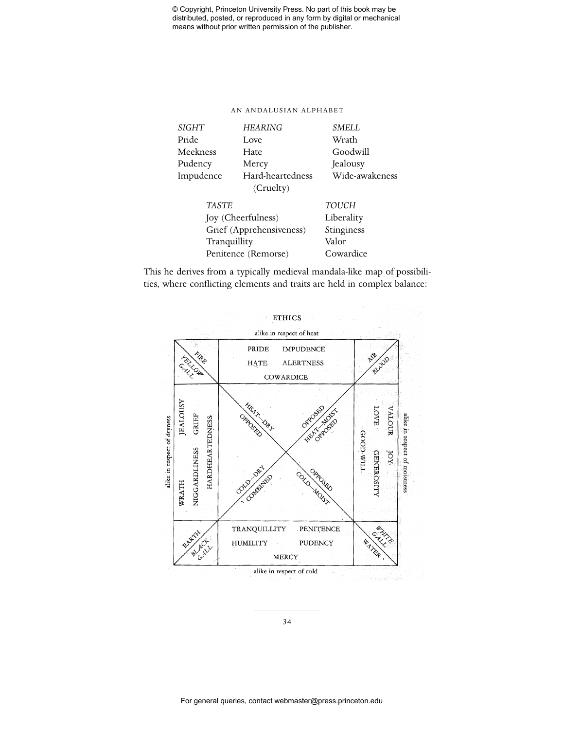| SIGHT | HEARING | SMELL |
|---|---|---|
| Pride | Love | Wrath |
| Meekness | Hate | Goodwill |
| Pudency | Mercy | Jealousy |
| Impudence | Hard-heartedness (Cruelty) | Wide-awakeness |

| TASTE | TOUCH |
|---|---|
| Joy (Cheerfulness) | Liberality |
| Grief (Apprehensiveness) | Stinginess |
| Tranquillity | Valor |
| Penitence (Remorse) | Cowardice |

This he derives from a typically medieval mandala-like map of possibilities, where conflicting elements and traits are held in complex balance:

ETHICS

alike in respect of heat

| FIRE / YELLOW GALL | PRIDE IMPUDENCE HATE ALERTNESS COWARDICE | AIR / BLOOD |
|---|---|---|
| JEALOUSY GRIEF HARDHEARTEDNESS WRATH NIGGARDLINESS (alike in respect of dryness) | HEAT—DRY OPPOSED; OPPOSED HEAT—MOIST OPPOSED; COLD—DRY COMBINED; OPPOSED COLD—MOIST | VALOUR LOVE JOY GENEROSITY GOOD-WILL (alike in respect of moistness) |
| EARTH / BLACK GALL | TRANQUILLITY PENITENCE HUMILITY PUDENCY MERCY | WHITE GALL / WATER |

alike in respect of cold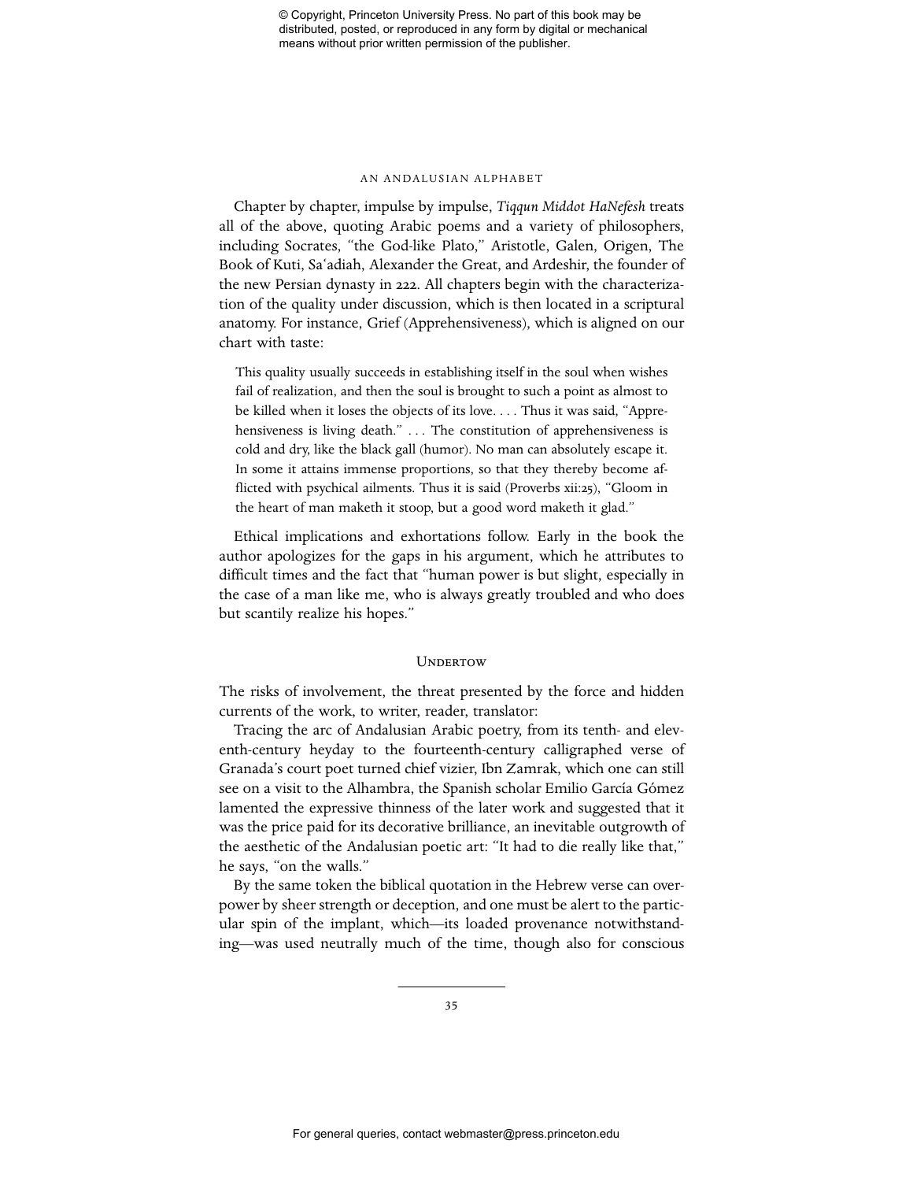Chapter by chapter, impulse by impulse, *Tiqqun Middot HaNefesh* treats all of the above, quoting Arabic poems and a variety of philosophers, including Socrates, "the God-like Plato," Aristotle, Galen, Origen, The Book of Kuti, Sa'adiah, Alexander the Great, and Ardeshir, the founder of the new Persian dynasty in 222. All chapters begin with the characterization of the quality under discussion, which is then located in a scriptural anatomy. For instance, Grief (Apprehensiveness), which is aligned on our chart with taste:

> This quality usually succeeds in establishing itself in the soul when wishes fail of realization, and then the soul is brought to such a point as almost to be killed when it loses the objects of its love. . . . Thus it was said, "Apprehensiveness is living death." . . . The constitution of apprehensiveness is cold and dry, like the black gall (humor). No man can absolutely escape it. In some it attains immense proportions, so that they thereby become afflicted with psychical ailments. Thus it is said (Proverbs xii:25), "Gloom in the heart of man maketh it stoop, but a good word maketh it glad."

Ethical implications and exhortations follow. Early in the book the author apologizes for the gaps in his argument, which he attributes to difficult times and the fact that "human power is but slight, especially in the case of a man like me, who is always greatly troubled and who does but scantily realize his hopes."

## Undertow

The risks of involvement, the threat presented by the force and hidden currents of the work, to writer, reader, translator:

Tracing the arc of Andalusian Arabic poetry, from its tenth- and eleventh-century heyday to the fourteenth-century calligraphed verse of Granada's court poet turned chief vizier, Ibn Zamrak, which one can still see on a visit to the Alhambra, the Spanish scholar Emilio García Gómez lamented the expressive thinness of the later work and suggested that it was the price paid for its decorative brilliance, an inevitable outgrowth of the aesthetic of the Andalusian poetic art: "It had to die really like that," he says, "on the walls."

By the same token the biblical quotation in the Hebrew verse can overpower by sheer strength or deception, and one must be alert to the particular spin of the implant, which—its loaded provenance notwithstanding—was used neutrally much of the time, though also for conscious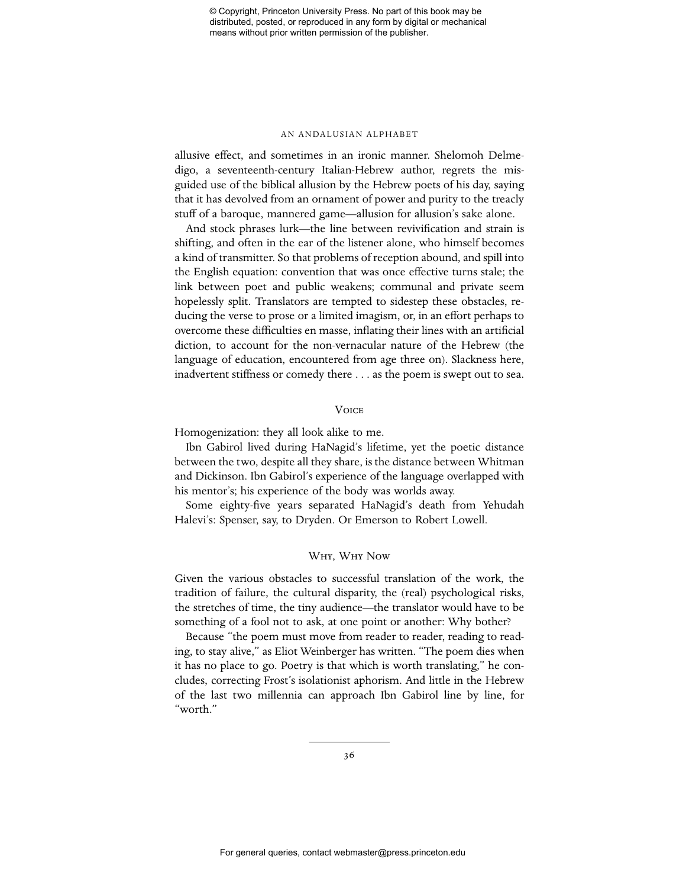allusive effect, and sometimes in an ironic manner. Shelomoh Delmedigo, a seventeenth-century Italian-Hebrew author, regrets the misguided use of the biblical allusion by the Hebrew poets of his day, saying that it has devolved from an ornament of power and purity to the treacly stuff of a baroque, mannered game—allusion for allusion's sake alone.

And stock phrases lurk—the line between revivification and strain is shifting, and often in the ear of the listener alone, who himself becomes a kind of transmitter. So that problems of reception abound, and spill into the English equation: convention that was once effective turns stale; the link between poet and public weakens; communal and private seem hopelessly split. Translators are tempted to sidestep these obstacles, reducing the verse to prose or a limited imagism, or, in an effort perhaps to overcome these difficulties en masse, inflating their lines with an artificial diction, to account for the non-vernacular nature of the Hebrew (the language of education, encountered from age three on). Slackness here, inadvertent stiffness or comedy there . . . as the poem is swept out to sea.

## Voice

Homogenization: they all look alike to me.

Ibn Gabirol lived during HaNagid's lifetime, yet the poetic distance between the two, despite all they share, is the distance between Whitman and Dickinson. Ibn Gabirol's experience of the language overlapped with his mentor's; his experience of the body was worlds away.

Some eighty-five years separated HaNagid's death from Yehudah Halevi's: Spenser, say, to Dryden. Or Emerson to Robert Lowell.

## Why, Why Now

Given the various obstacles to successful translation of the work, the tradition of failure, the cultural disparity, the (real) psychological risks, the stretches of time, the tiny audience—the translator would have to be something of a fool not to ask, at one point or another: Why bother?

Because "the poem must move from reader to reader, reading to reading, to stay alive," as Eliot Weinberger has written. "The poem dies when it has no place to go. Poetry is that which is worth translating," he concludes, correcting Frost's isolationist aphorism. And little in the Hebrew of the last two millennia can approach Ibn Gabirol line by line, for "worth."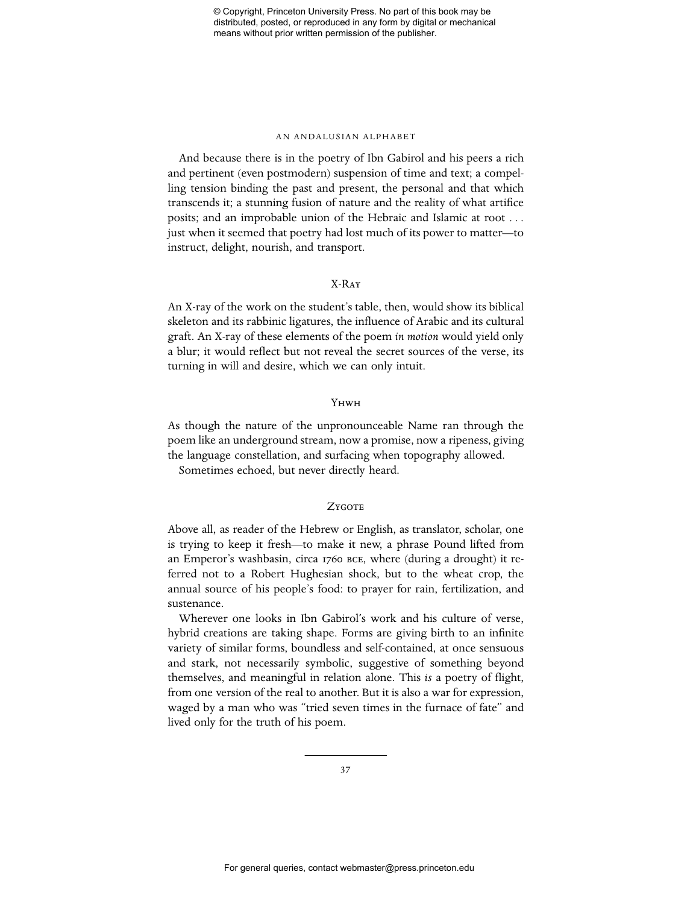And because there is in the poetry of Ibn Gabirol and his peers a rich and pertinent (even postmodern) suspension of time and text; a compelling tension binding the past and present, the personal and that which transcends it; a stunning fusion of nature and the reality of what artifice posits; and an improbable union of the Hebraic and Islamic at root . . . just when it seemed that poetry had lost much of its power to matter—to instruct, delight, nourish, and transport.

## X-Ray

An X-ray of the work on the student's table, then, would show its biblical skeleton and its rabbinic ligatures, the influence of Arabic and its cultural graft. An X-ray of these elements of the poem *in motion* would yield only a blur; it would reflect but not reveal the secret sources of the verse, its turning in will and desire, which we can only intuit.

## Yhwh

As though the nature of the unpronounceable Name ran through the poem like an underground stream, now a promise, now a ripeness, giving the language constellation, and surfacing when topography allowed.

Sometimes echoed, but never directly heard.

## Zygote

Above all, as reader of the Hebrew or English, as translator, scholar, one is trying to keep it fresh—to make it new, a phrase Pound lifted from an Emperor's washbasin, circa 1760 BCE, where (during a drought) it referred not to a Robert Hughesian shock, but to the wheat crop, the annual source of his people's food: to prayer for rain, fertilization, and sustenance.

Wherever one looks in Ibn Gabirol's work and his culture of verse, hybrid creations are taking shape. Forms are giving birth to an infinite variety of similar forms, boundless and self-contained, at once sensuous and stark, not necessarily symbolic, suggestive of something beyond themselves, and meaningful in relation alone. This *is* a poetry of flight, from one version of the real to another. But it is also a war for expression, waged by a man who was "tried seven times in the furnace of fate" and lived only for the truth of his poem.